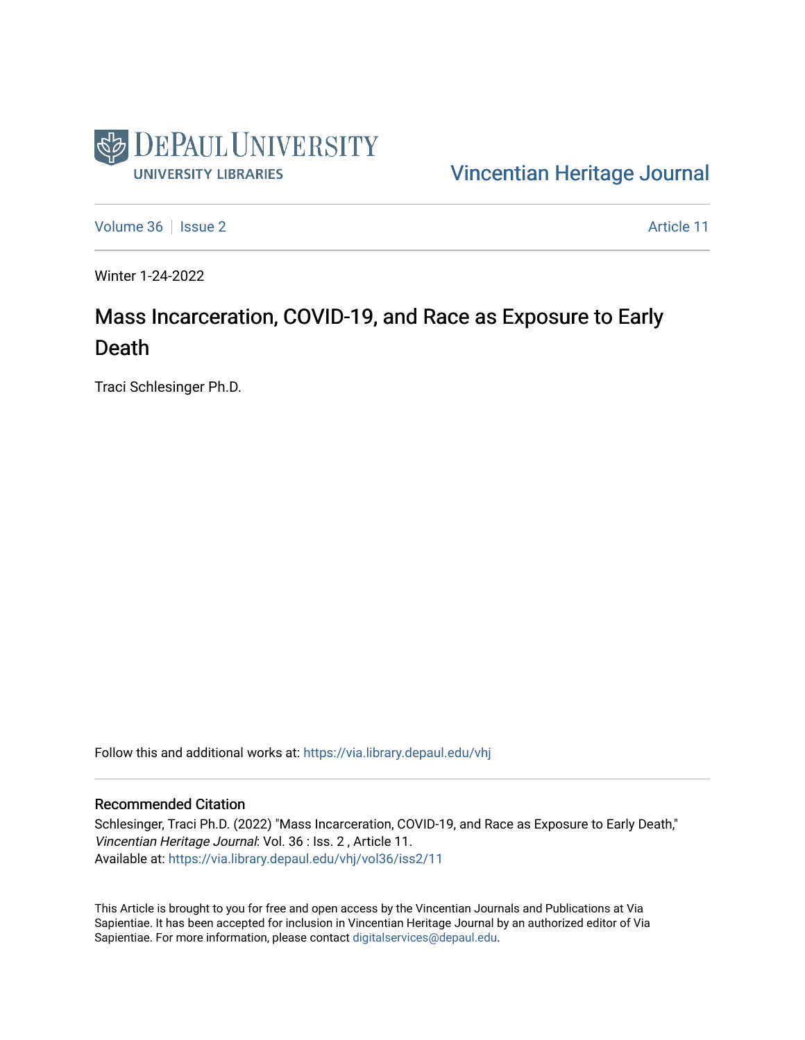DePaul University
University Libraries

Vincentian Heritage Journal

Volume 36 | Issue 2 | Article 11

Winter 1-24-2022

# Mass Incarceration, COVID-19, and Race as Exposure to Early Death

Traci Schlesinger Ph.D.

Follow this and additional works at: https://via.library.depaul.edu/vhj

## Recommended Citation

Schlesinger, Traci Ph.D. (2022) "Mass Incarceration, COVID-19, and Race as Exposure to Early Death," *Vincentian Heritage Journal*: Vol. 36 : Iss. 2 , Article 11.
Available at: https://via.library.depaul.edu/vhj/vol36/iss2/11

This Article is brought to you for free and open access by the Vincentian Journals and Publications at Via Sapientiae. It has been accepted for inclusion in Vincentian Heritage Journal by an authorized editor of Via Sapientiae. For more information, please contact digitalservices@depaul.edu.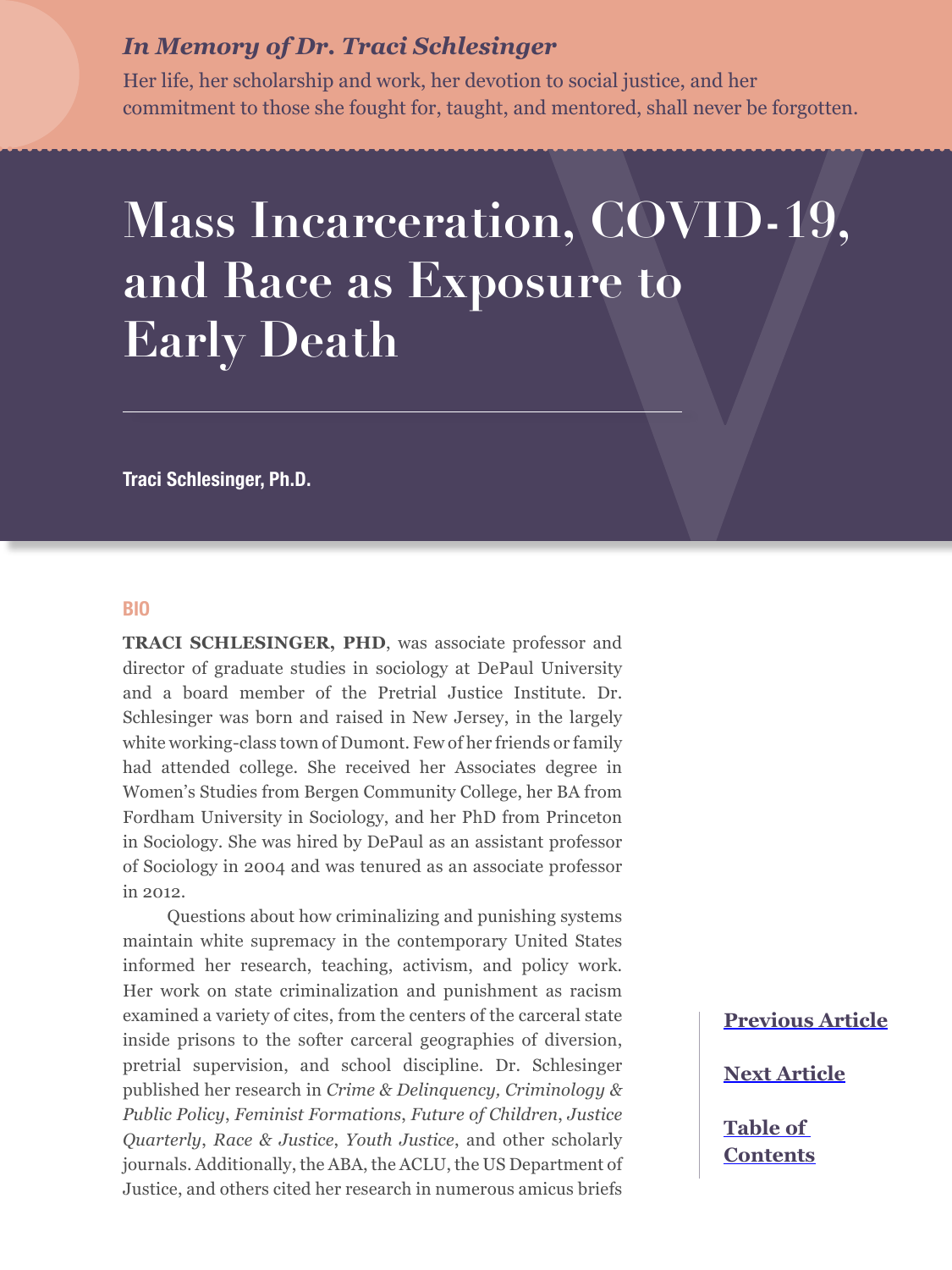*In Memory of Dr. Traci Schlesinger*

Her life, her scholarship and work, her devotion to social justice, and her commitment to those she fought for, taught, and mentored, shall never be forgotten.

# Mass Incarceration, COVID-19, and Race as Exposure to Early Death

**Traci Schlesinger, Ph.D.**

## BIO

**TRACI SCHLESINGER, PHD**, was associate professor and director of graduate studies in sociology at DePaul University and a board member of the Pretrial Justice Institute. Dr. Schlesinger was born and raised in New Jersey, in the largely white working-class town of Dumont. Few of her friends or family had attended college. She received her Associates degree in Women's Studies from Bergen Community College, her BA from Fordham University in Sociology, and her PhD from Princeton in Sociology. She was hired by DePaul as an assistant professor of Sociology in 2004 and was tenured as an associate professor in 2012.

Questions about how criminalizing and punishing systems maintain white supremacy in the contemporary United States informed her research, teaching, activism, and policy work. Her work on state criminalization and punishment as racism examined a variety of cites, from the centers of the carceral state inside prisons to the softer carceral geographies of diversion, pretrial supervision, and school discipline. Dr. Schlesinger published her research in *Crime & Delinquency, Criminology & Public Policy*, *Feminist Formations*, *Future of Children*, *Justice Quarterly*, *Race & Justice*, *Youth Justice*, and other scholarly journals. Additionally, the ABA, the ACLU, the US Department of Justice, and others cited her research in numerous amicus briefs

**Previous Article**

**Next Article**

**Table of Contents**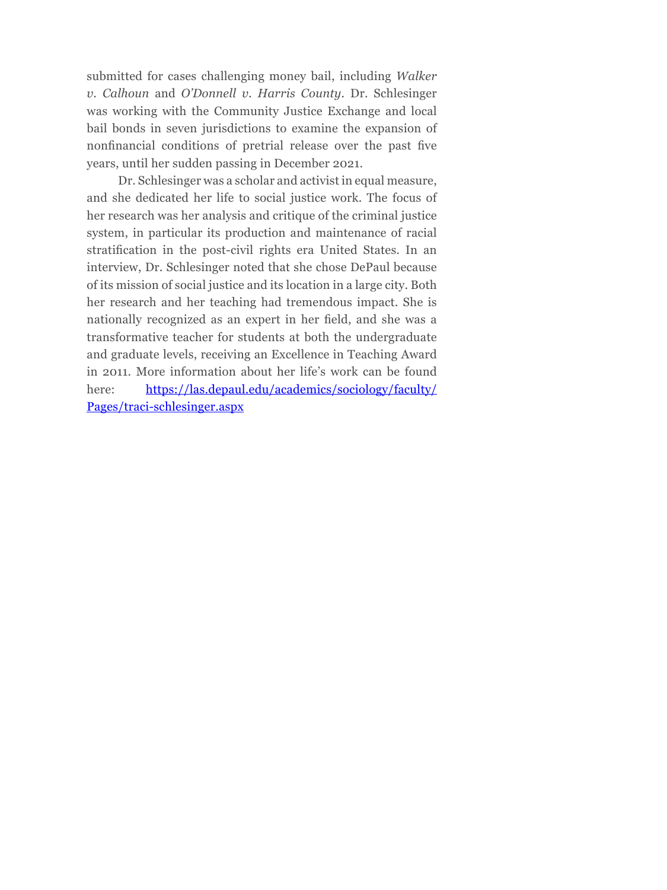submitted for cases challenging money bail, including *Walker v. Calhoun* and *O'Donnell v. Harris County*. Dr. Schlesinger was working with the Community Justice Exchange and local bail bonds in seven jurisdictions to examine the expansion of nonfinancial conditions of pretrial release over the past five years, until her sudden passing in December 2021.

Dr. Schlesinger was a scholar and activist in equal measure, and she dedicated her life to social justice work. The focus of her research was her analysis and critique of the criminal justice system, in particular its production and maintenance of racial stratification in the post-civil rights era United States. In an interview, Dr. Schlesinger noted that she chose DePaul because of its mission of social justice and its location in a large city. Both her research and her teaching had tremendous impact. She is nationally recognized as an expert in her field, and she was a transformative teacher for students at both the undergraduate and graduate levels, receiving an Excellence in Teaching Award in 2011. More information about her life's work can be found here: [https://las.depaul.edu/academics/sociology/faculty/Pages/traci-schlesinger.aspx](https://las.depaul.edu/academics/sociology/faculty/Pages/traci-schlesinger.aspx)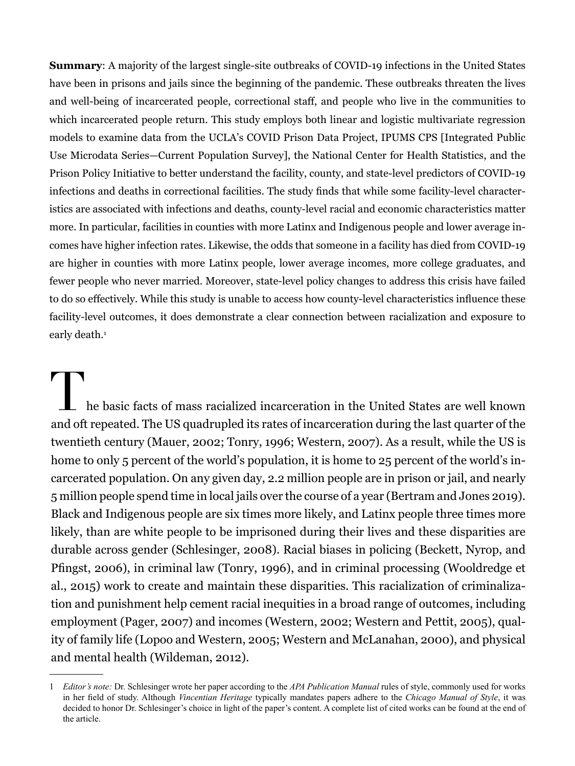**Summary**: A majority of the largest single-site outbreaks of COVID-19 infections in the United States have been in prisons and jails since the beginning of the pandemic. These outbreaks threaten the lives and well-being of incarcerated people, correctional staff, and people who live in the communities to which incarcerated people return. This study employs both linear and logistic multivariate regression models to examine data from the UCLA's COVID Prison Data Project, IPUMS CPS [Integrated Public Use Microdata Series—Current Population Survey], the National Center for Health Statistics, and the Prison Policy Initiative to better understand the facility, county, and state-level predictors of COVID-19 infections and deaths in correctional facilities. The study finds that while some facility-level characteristics are associated with infections and deaths, county-level racial and economic characteristics matter more. In particular, facilities in counties with more Latinx and Indigenous people and lower average incomes have higher infection rates. Likewise, the odds that someone in a facility has died from COVID-19 are higher in counties with more Latinx people, lower average incomes, more college graduates, and fewer people who never married. Moreover, state-level policy changes to address this crisis have failed to do so effectively. While this study is unable to access how county-level characteristics influence these facility-level outcomes, it does demonstrate a clear connection between racialization and exposure to early death.[1]

The basic facts of mass racialized incarceration in the United States are well known and oft repeated. The US quadrupled its rates of incarceration during the last quarter of the twentieth century (Mauer, 2002; Tonry, 1996; Western, 2007). As a result, while the US is home to only 5 percent of the world's population, it is home to 25 percent of the world's incarcerated population. On any given day, 2.2 million people are in prison or jail, and nearly 5 million people spend time in local jails over the course of a year (Bertram and Jones 2019). Black and Indigenous people are six times more likely, and Latinx people three times more likely, than are white people to be imprisoned during their lives and these disparities are durable across gender (Schlesinger, 2008). Racial biases in policing (Beckett, Nyrop, and Pfingst, 2006), in criminal law (Tonry, 1996), and in criminal processing (Wooldredge et al., 2015) work to create and maintain these disparities. This racialization of criminalization and punishment help cement racial inequities in a broad range of outcomes, including employment (Pager, 2007) and incomes (Western, 2002; Western and Pettit, 2005), quality of family life (Lopoo and Western, 2005; Western and McLanahan, 2000), and physical and mental health (Wildeman, 2012).

---

1 *Editor's note:* Dr. Schlesinger wrote her paper according to the *APA Publication Manual* rules of style, commonly used for works in her field of study. Although *Vincentian Heritage* typically mandates papers adhere to the *Chicago Manual of Style*, it was decided to honor Dr. Schlesinger's choice in light of the paper's content. A complete list of cited works can be found at the end of the article.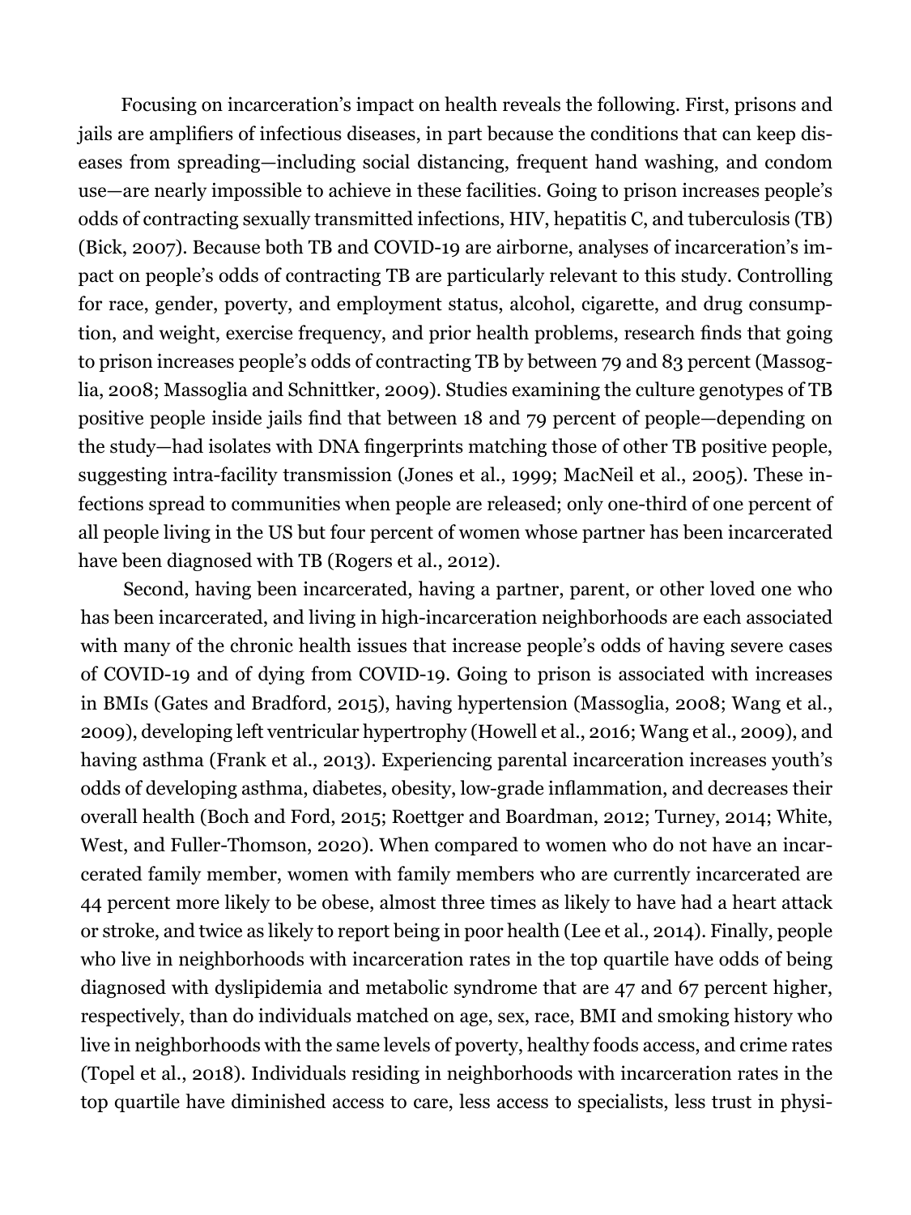Focusing on incarceration's impact on health reveals the following. First, prisons and jails are amplifiers of infectious diseases, in part because the conditions that can keep diseases from spreading—including social distancing, frequent hand washing, and condom use—are nearly impossible to achieve in these facilities. Going to prison increases people's odds of contracting sexually transmitted infections, HIV, hepatitis C, and tuberculosis (TB) (Bick, 2007). Because both TB and COVID-19 are airborne, analyses of incarceration's impact on people's odds of contracting TB are particularly relevant to this study. Controlling for race, gender, poverty, and employment status, alcohol, cigarette, and drug consumption, and weight, exercise frequency, and prior health problems, research finds that going to prison increases people's odds of contracting TB by between 79 and 83 percent (Massoglia, 2008; Massoglia and Schnittker, 2009). Studies examining the culture genotypes of TB positive people inside jails find that between 18 and 79 percent of people—depending on the study—had isolates with DNA fingerprints matching those of other TB positive people, suggesting intra-facility transmission (Jones et al., 1999; MacNeil et al., 2005). These infections spread to communities when people are released; only one-third of one percent of all people living in the US but four percent of women whose partner has been incarcerated have been diagnosed with TB (Rogers et al., 2012).

Second, having been incarcerated, having a partner, parent, or other loved one who has been incarcerated, and living in high-incarceration neighborhoods are each associated with many of the chronic health issues that increase people's odds of having severe cases of COVID-19 and of dying from COVID-19. Going to prison is associated with increases in BMIs (Gates and Bradford, 2015), having hypertension (Massoglia, 2008; Wang et al., 2009), developing left ventricular hypertrophy (Howell et al., 2016; Wang et al., 2009), and having asthma (Frank et al., 2013). Experiencing parental incarceration increases youth's odds of developing asthma, diabetes, obesity, low-grade inflammation, and decreases their overall health (Boch and Ford, 2015; Roettger and Boardman, 2012; Turney, 2014; White, West, and Fuller-Thomson, 2020). When compared to women who do not have an incarcerated family member, women with family members who are currently incarcerated are 44 percent more likely to be obese, almost three times as likely to have had a heart attack or stroke, and twice as likely to report being in poor health (Lee et al., 2014). Finally, people who live in neighborhoods with incarceration rates in the top quartile have odds of being diagnosed with dyslipidemia and metabolic syndrome that are 47 and 67 percent higher, respectively, than do individuals matched on age, sex, race, BMI and smoking history who live in neighborhoods with the same levels of poverty, healthy foods access, and crime rates (Topel et al., 2018). Individuals residing in neighborhoods with incarceration rates in the top quartile have diminished access to care, less access to specialists, less trust in physi-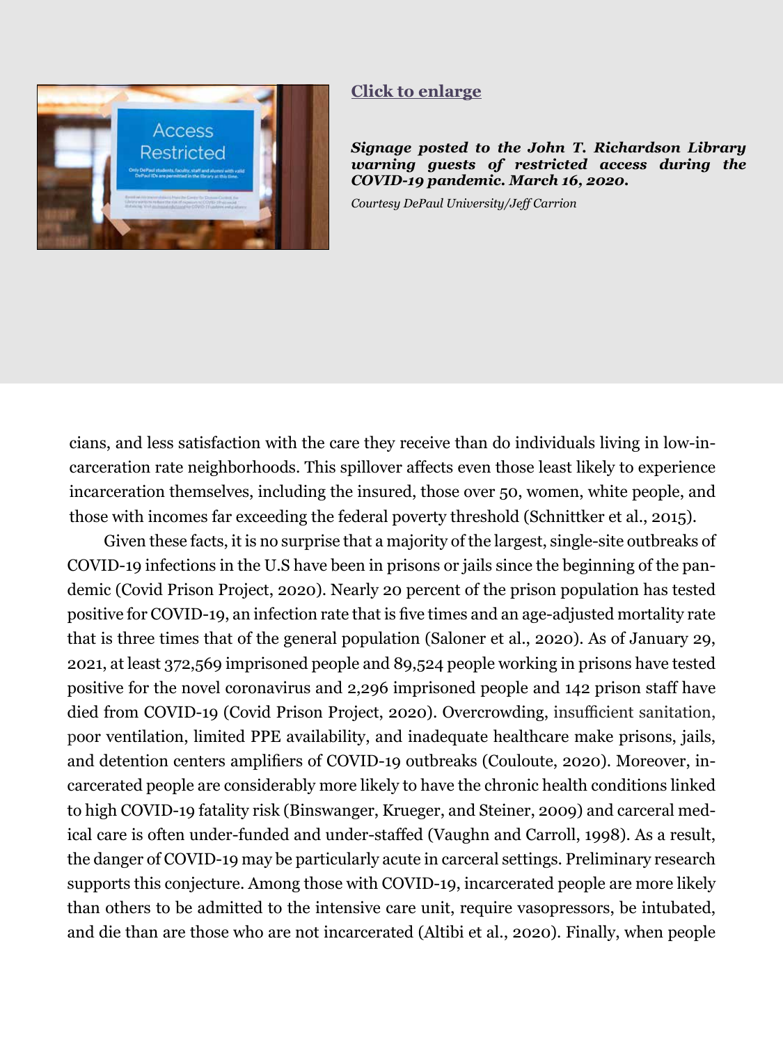**Click to enlarge**

***Signage posted to the John T. Richardson Library warning guests of restricted access during the COVID-19 pandemic. March 16, 2020.***

*Courtesy DePaul University/Jeff Carrion*

cians, and less satisfaction with the care they receive than do individuals living in low-incarceration rate neighborhoods. This spillover affects even those least likely to experience incarceration themselves, including the insured, those over 50, women, white people, and those with incomes far exceeding the federal poverty threshold (Schnittker et al., 2015).

Given these facts, it is no surprise that a majority of the largest, single-site outbreaks of COVID-19 infections in the U.S have been in prisons or jails since the beginning of the pandemic (Covid Prison Project, 2020). Nearly 20 percent of the prison population has tested positive for COVID-19, an infection rate that is five times and an age-adjusted mortality rate that is three times that of the general population (Saloner et al., 2020). As of January 29, 2021, at least 372,569 imprisoned people and 89,524 people working in prisons have tested positive for the novel coronavirus and 2,296 imprisoned people and 142 prison staff have died from COVID-19 (Covid Prison Project, 2020). Overcrowding, insufficient sanitation, poor ventilation, limited PPE availability, and inadequate healthcare make prisons, jails, and detention centers amplifiers of COVID-19 outbreaks (Couloute, 2020). Moreover, incarcerated people are considerably more likely to have the chronic health conditions linked to high COVID-19 fatality risk (Binswanger, Krueger, and Steiner, 2009) and carceral medical care is often under-funded and under-staffed (Vaughn and Carroll, 1998). As a result, the danger of COVID-19 may be particularly acute in carceral settings. Preliminary research supports this conjecture. Among those with COVID-19, incarcerated people are more likely than others to be admitted to the intensive care unit, require vasopressors, be intubated, and die than are those who are not incarcerated (Altibi et al., 2020). Finally, when people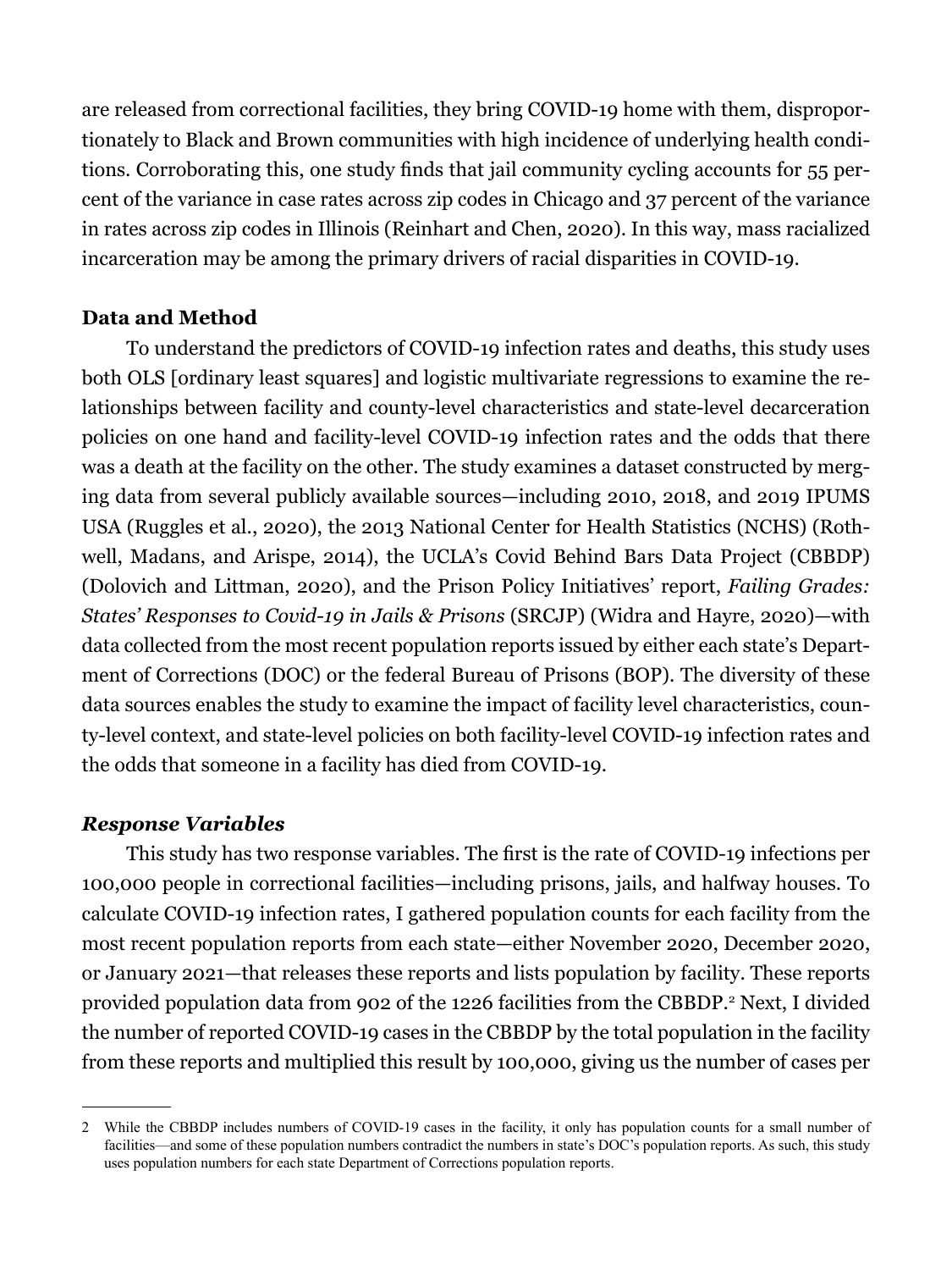are released from correctional facilities, they bring COVID-19 home with them, disproportionately to Black and Brown communities with high incidence of underlying health conditions. Corroborating this, one study finds that jail community cycling accounts for 55 percent of the variance in case rates across zip codes in Chicago and 37 percent of the variance in rates across zip codes in Illinois (Reinhart and Chen, 2020). In this way, mass racialized incarceration may be among the primary drivers of racial disparities in COVID-19.

### Data and Method

To understand the predictors of COVID-19 infection rates and deaths, this study uses both OLS [ordinary least squares] and logistic multivariate regressions to examine the relationships between facility and county-level characteristics and state-level decarceration policies on one hand and facility-level COVID-19 infection rates and the odds that there was a death at the facility on the other. The study examines a dataset constructed by merging data from several publicly available sources—including 2010, 2018, and 2019 IPUMS USA (Ruggles et al., 2020), the 2013 National Center for Health Statistics (NCHS) (Rothwell, Madans, and Arispe, 2014), the UCLA's Covid Behind Bars Data Project (CBBDP) (Dolovich and Littman, 2020), and the Prison Policy Initiatives' report, *Failing Grades: States' Responses to Covid-19 in Jails & Prisons* (SRCJP) (Widra and Hayre, 2020)—with data collected from the most recent population reports issued by either each state's Department of Corrections (DOC) or the federal Bureau of Prisons (BOP). The diversity of these data sources enables the study to examine the impact of facility level characteristics, county-level context, and state-level policies on both facility-level COVID-19 infection rates and the odds that someone in a facility has died from COVID-19.

#### *Response Variables*

This study has two response variables. The first is the rate of COVID-19 infections per 100,000 people in correctional facilities—including prisons, jails, and halfway houses. To calculate COVID-19 infection rates, I gathered population counts for each facility from the most recent population reports from each state—either November 2020, December 2020, or January 2021—that releases these reports and lists population by facility. These reports provided population data from 902 of the 1226 facilities from the CBBDP.[2] Next, I divided the number of reported COVID-19 cases in the CBBDP by the total population in the facility from these reports and multiplied this result by 100,000, giving us the number of cases per

---

2 While the CBBDP includes numbers of COVID-19 cases in the facility, it only has population counts for a small number of facilities—and some of these population numbers contradict the numbers in state's DOC's population reports. As such, this study uses population numbers for each state Department of Corrections population reports.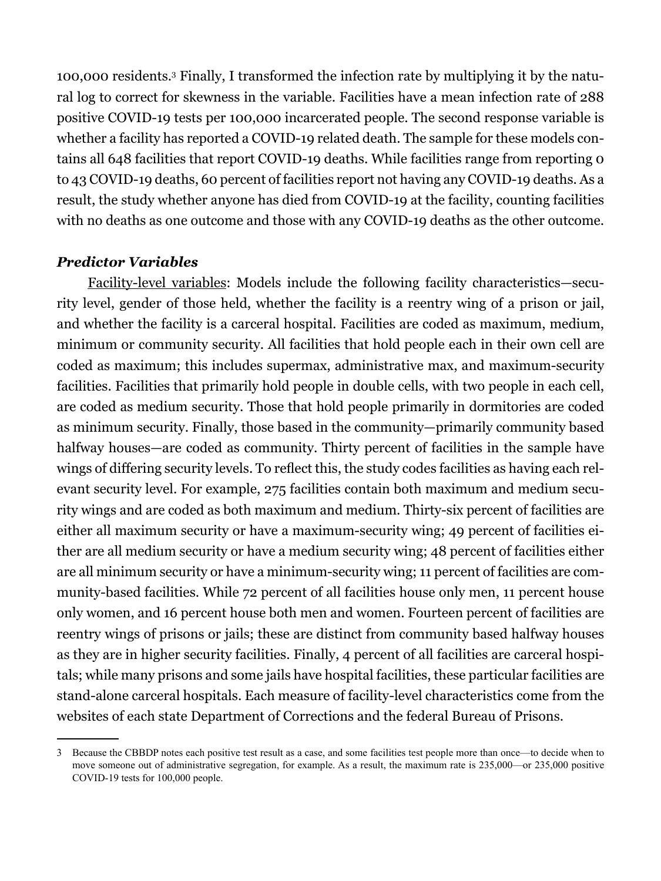100,000 residents.[3] Finally, I transformed the infection rate by multiplying it by the natural log to correct for skewness in the variable. Facilities have a mean infection rate of 288 positive COVID-19 tests per 100,000 incarcerated people. The second response variable is whether a facility has reported a COVID-19 related death. The sample for these models contains all 648 facilities that report COVID-19 deaths. While facilities range from reporting 0 to 43 COVID-19 deaths, 60 percent of facilities report not having any COVID-19 deaths. As a result, the study whether anyone has died from COVID-19 at the facility, counting facilities with no deaths as one outcome and those with any COVID-19 deaths as the other outcome.

### *Predictor Variables*

Facility-level variables: Models include the following facility characteristics—security level, gender of those held, whether the facility is a reentry wing of a prison or jail, and whether the facility is a carceral hospital. Facilities are coded as maximum, medium, minimum or community security. All facilities that hold people each in their own cell are coded as maximum; this includes supermax, administrative max, and maximum-security facilities. Facilities that primarily hold people in double cells, with two people in each cell, are coded as medium security. Those that hold people primarily in dormitories are coded as minimum security. Finally, those based in the community—primarily community based halfway houses—are coded as community. Thirty percent of facilities in the sample have wings of differing security levels. To reflect this, the study codes facilities as having each relevant security level. For example, 275 facilities contain both maximum and medium security wings and are coded as both maximum and medium. Thirty-six percent of facilities are either all maximum security or have a maximum-security wing; 49 percent of facilities either are all medium security or have a medium security wing; 48 percent of facilities either are all minimum security or have a minimum-security wing; 11 percent of facilities are community-based facilities. While 72 percent of all facilities house only men, 11 percent house only women, and 16 percent house both men and women. Fourteen percent of facilities are reentry wings of prisons or jails; these are distinct from community based halfway houses as they are in higher security facilities. Finally, 4 percent of all facilities are carceral hospitals; while many prisons and some jails have hospital facilities, these particular facilities are stand-alone carceral hospitals. Each measure of facility-level characteristics come from the websites of each state Department of Corrections and the federal Bureau of Prisons.

---

3 Because the CBBDP notes each positive test result as a case, and some facilities test people more than once—to decide when to move someone out of administrative segregation, for example. As a result, the maximum rate is 235,000—or 235,000 positive COVID-19 tests for 100,000 people.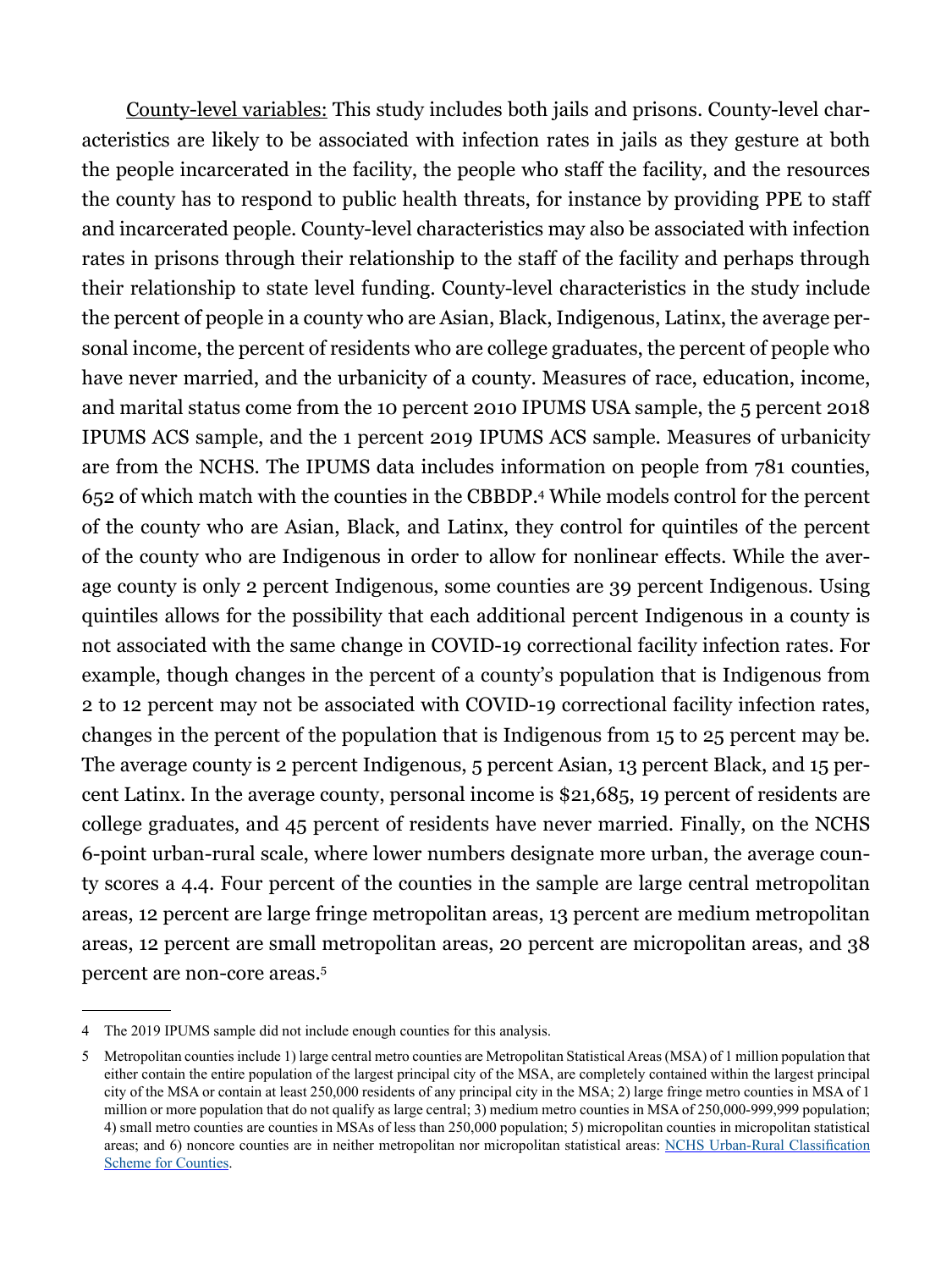County-level variables: This study includes both jails and prisons. County-level characteristics are likely to be associated with infection rates in jails as they gesture at both the people incarcerated in the facility, the people who staff the facility, and the resources the county has to respond to public health threats, for instance by providing PPE to staff and incarcerated people. County-level characteristics may also be associated with infection rates in prisons through their relationship to the staff of the facility and perhaps through their relationship to state level funding. County-level characteristics in the study include the percent of people in a county who are Asian, Black, Indigenous, Latinx, the average personal income, the percent of residents who are college graduates, the percent of people who have never married, and the urbanicity of a county. Measures of race, education, income, and marital status come from the 10 percent 2010 IPUMS USA sample, the 5 percent 2018 IPUMS ACS sample, and the 1 percent 2019 IPUMS ACS sample. Measures of urbanicity are from the NCHS. The IPUMS data includes information on people from 781 counties, 652 of which match with the counties in the CBBDP.[4] While models control for the percent of the county who are Asian, Black, and Latinx, they control for quintiles of the percent of the county who are Indigenous in order to allow for nonlinear effects. While the average county is only 2 percent Indigenous, some counties are 39 percent Indigenous. Using quintiles allows for the possibility that each additional percent Indigenous in a county is not associated with the same change in COVID-19 correctional facility infection rates. For example, though changes in the percent of a county's population that is Indigenous from 2 to 12 percent may not be associated with COVID-19 correctional facility infection rates, changes in the percent of the population that is Indigenous from 15 to 25 percent may be. The average county is 2 percent Indigenous, 5 percent Asian, 13 percent Black, and 15 percent Latinx. In the average county, personal income is $21,685, 19 percent of residents are college graduates, and 45 percent of residents have never married. Finally, on the NCHS 6-point urban-rural scale, where lower numbers designate more urban, the average county scores a 4.4. Four percent of the counties in the sample are large central metropolitan areas, 12 percent are large fringe metropolitan areas, 13 percent are medium metropolitan areas, 12 percent are small metropolitan areas, 20 percent are micropolitan areas, and 38 percent are non-core areas.[5]

---

4 The 2019 IPUMS sample did not include enough counties for this analysis.

5 Metropolitan counties include 1) large central metro counties are Metropolitan Statistical Areas (MSA) of 1 million population that either contain the entire population of the largest principal city of the MSA, are completely contained within the largest principal city of the MSA or contain at least 250,000 residents of any principal city in the MSA; 2) large fringe metro counties in MSA of 1 million or more population that do not qualify as large central; 3) medium metro counties in MSA of 250,000-999,999 population; 4) small metro counties are counties in MSAs of less than 250,000 population; 5) micropolitan counties in micropolitan statistical areas; and 6) noncore counties are in neither metropolitan nor micropolitan statistical areas: NCHS Urban-Rural Classification Scheme for Counties.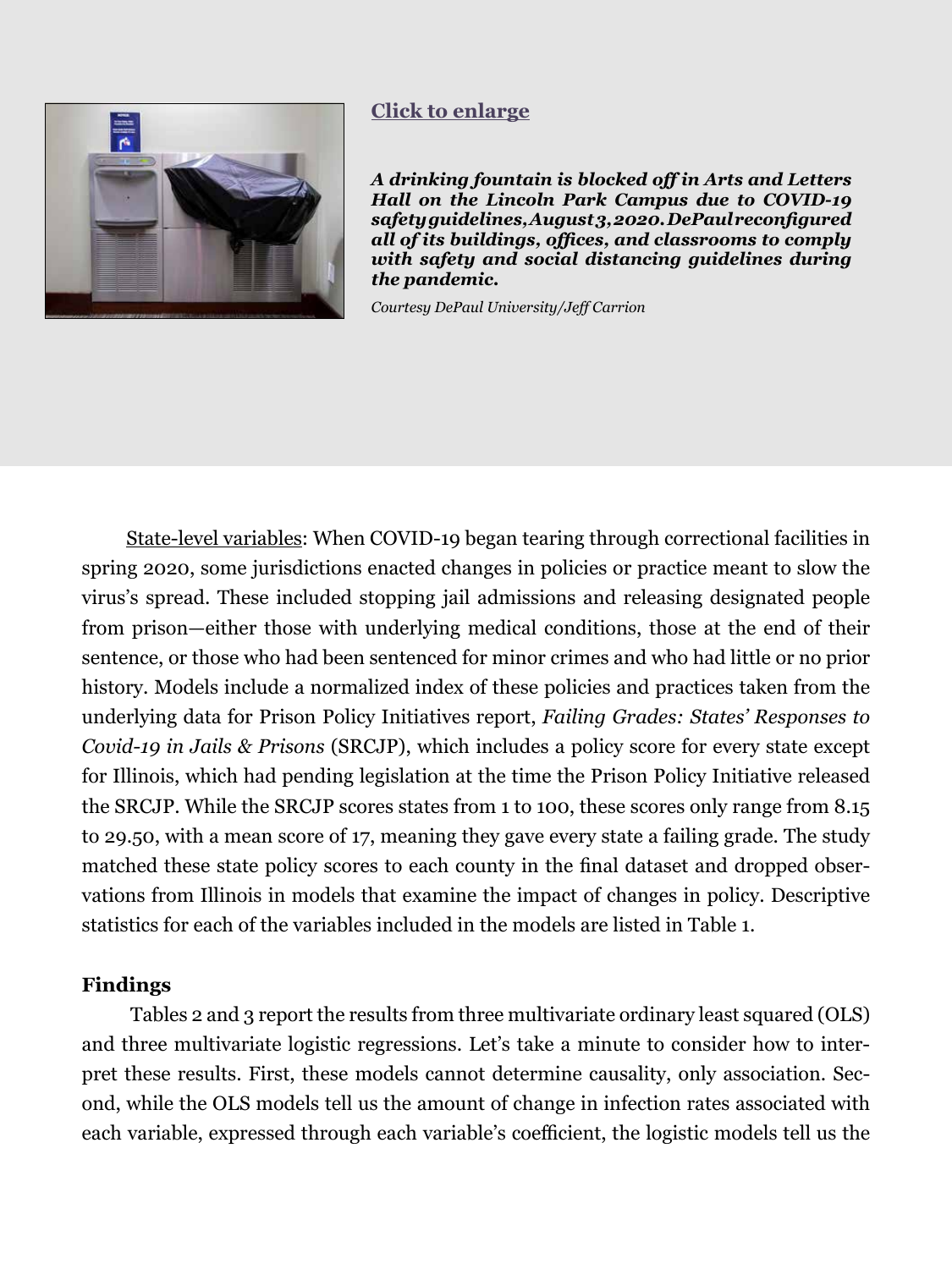**Click to enlarge**

***A drinking fountain is blocked off in Arts and Letters Hall on the Lincoln Park Campus due to COVID-19 safety guidelines, August 3, 2020. DePaul reconfigured all of its buildings, offices, and classrooms to comply with safety and social distancing guidelines during the pandemic.***

*Courtesy DePaul University/Jeff Carrion*

State-level variables: When COVID-19 began tearing through correctional facilities in spring 2020, some jurisdictions enacted changes in policies or practice meant to slow the virus's spread. These included stopping jail admissions and releasing designated people from prison—either those with underlying medical conditions, those at the end of their sentence, or those who had been sentenced for minor crimes and who had little or no prior history. Models include a normalized index of these policies and practices taken from the underlying data for Prison Policy Initiatives report, *Failing Grades: States' Responses to Covid-19 in Jails & Prisons* (SRCJP), which includes a policy score for every state except for Illinois, which had pending legislation at the time the Prison Policy Initiative released the SRCJP. While the SRCJP scores states from 1 to 100, these scores only range from 8.15 to 29.50, with a mean score of 17, meaning they gave every state a failing grade. The study matched these state policy scores to each county in the final dataset and dropped observations from Illinois in models that examine the impact of changes in policy. Descriptive statistics for each of the variables included in the models are listed in Table 1.

### Findings

Tables 2 and 3 report the results from three multivariate ordinary least squared (OLS) and three multivariate logistic regressions. Let's take a minute to consider how to interpret these results. First, these models cannot determine causality, only association. Second, while the OLS models tell us the amount of change in infection rates associated with each variable, expressed through each variable's coefficient, the logistic models tell us the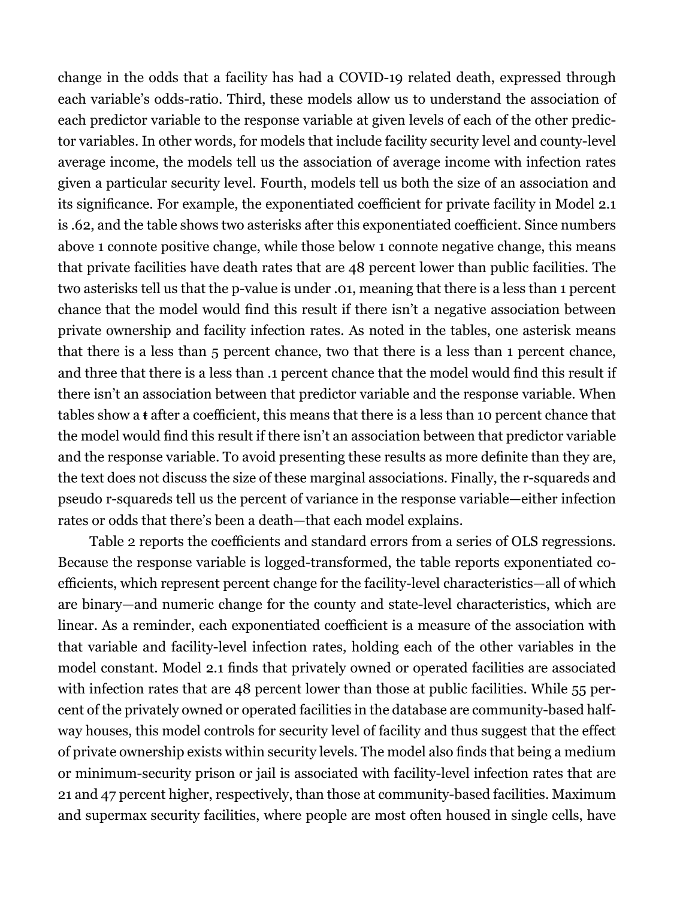change in the odds that a facility has had a COVID-19 related death, expressed through each variable's odds-ratio. Third, these models allow us to understand the association of each predictor variable to the response variable at given levels of each of the other predictor variables. In other words, for models that include facility security level and county-level average income, the models tell us the association of average income with infection rates given a particular security level. Fourth, models tell us both the size of an association and its significance. For example, the exponentiated coefficient for private facility in Model 2.1 is .62, and the table shows two asterisks after this exponentiated coefficient. Since numbers above 1 connote positive change, while those below 1 connote negative change, this means that private facilities have death rates that are 48 percent lower than public facilities. The two asterisks tell us that the p-value is under .01, meaning that there is a less than 1 percent chance that the model would find this result if there isn't a negative association between private ownership and facility infection rates. As noted in the tables, one asterisk means that there is a less than 5 percent chance, two that there is a less than 1 percent chance, and three that there is a less than .1 percent chance that the model would find this result if there isn't an association between that predictor variable and the response variable. When tables show a ŧ after a coefficient, this means that there is a less than 10 percent chance that the model would find this result if there isn't an association between that predictor variable and the response variable. To avoid presenting these results as more definite than they are, the text does not discuss the size of these marginal associations. Finally, the r-squareds and pseudo r-squareds tell us the percent of variance in the response variable—either infection rates or odds that there's been a death—that each model explains.

Table 2 reports the coefficients and standard errors from a series of OLS regressions. Because the response variable is logged-transformed, the table reports exponentiated coefficients, which represent percent change for the facility-level characteristics—all of which are binary—and numeric change for the county and state-level characteristics, which are linear. As a reminder, each exponentiated coefficient is a measure of the association with that variable and facility-level infection rates, holding each of the other variables in the model constant. Model 2.1 finds that privately owned or operated facilities are associated with infection rates that are 48 percent lower than those at public facilities. While 55 percent of the privately owned or operated facilities in the database are community-based halfway houses, this model controls for security level of facility and thus suggest that the effect of private ownership exists within security levels. The model also finds that being a medium or minimum-security prison or jail is associated with facility-level infection rates that are 21 and 47 percent higher, respectively, than those at community-based facilities. Maximum and supermax security facilities, where people are most often housed in single cells, have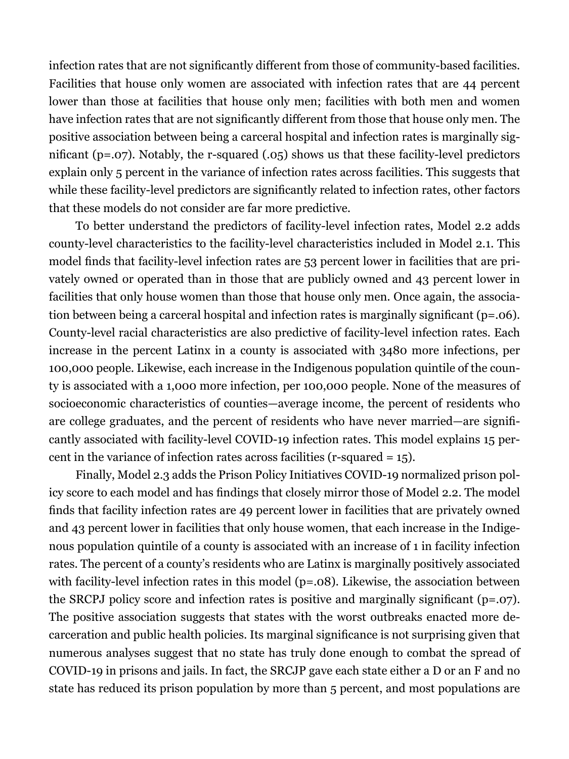infection rates that are not significantly different from those of community-based facilities. Facilities that house only women are associated with infection rates that are 44 percent lower than those at facilities that house only men; facilities with both men and women have infection rates that are not significantly different from those that house only men. The positive association between being a carceral hospital and infection rates is marginally significant (p=.07). Notably, the r-squared (.05) shows us that these facility-level predictors explain only 5 percent in the variance of infection rates across facilities. This suggests that while these facility-level predictors are significantly related to infection rates, other factors that these models do not consider are far more predictive.

To better understand the predictors of facility-level infection rates, Model 2.2 adds county-level characteristics to the facility-level characteristics included in Model 2.1. This model finds that facility-level infection rates are 53 percent lower in facilities that are privately owned or operated than in those that are publicly owned and 43 percent lower in facilities that only house women than those that house only men. Once again, the association between being a carceral hospital and infection rates is marginally significant (p=.06). County-level racial characteristics are also predictive of facility-level infection rates. Each increase in the percent Latinx in a county is associated with 3480 more infections, per 100,000 people. Likewise, each increase in the Indigenous population quintile of the county is associated with a 1,000 more infection, per 100,000 people. None of the measures of socioeconomic characteristics of counties—average income, the percent of residents who are college graduates, and the percent of residents who have never married—are significantly associated with facility-level COVID-19 infection rates. This model explains 15 percent in the variance of infection rates across facilities (r-squared = 15).

Finally, Model 2.3 adds the Prison Policy Initiatives COVID-19 normalized prison policy score to each model and has findings that closely mirror those of Model 2.2. The model finds that facility infection rates are 49 percent lower in facilities that are privately owned and 43 percent lower in facilities that only house women, that each increase in the Indigenous population quintile of a county is associated with an increase of 1 in facility infection rates. The percent of a county's residents who are Latinx is marginally positively associated with facility-level infection rates in this model (p=.08). Likewise, the association between the SRCPJ policy score and infection rates is positive and marginally significant (p=.07). The positive association suggests that states with the worst outbreaks enacted more decarceration and public health policies. Its marginal significance is not surprising given that numerous analyses suggest that no state has truly done enough to combat the spread of COVID-19 in prisons and jails. In fact, the SRCJP gave each state either a D or an F and no state has reduced its prison population by more than 5 percent, and most populations are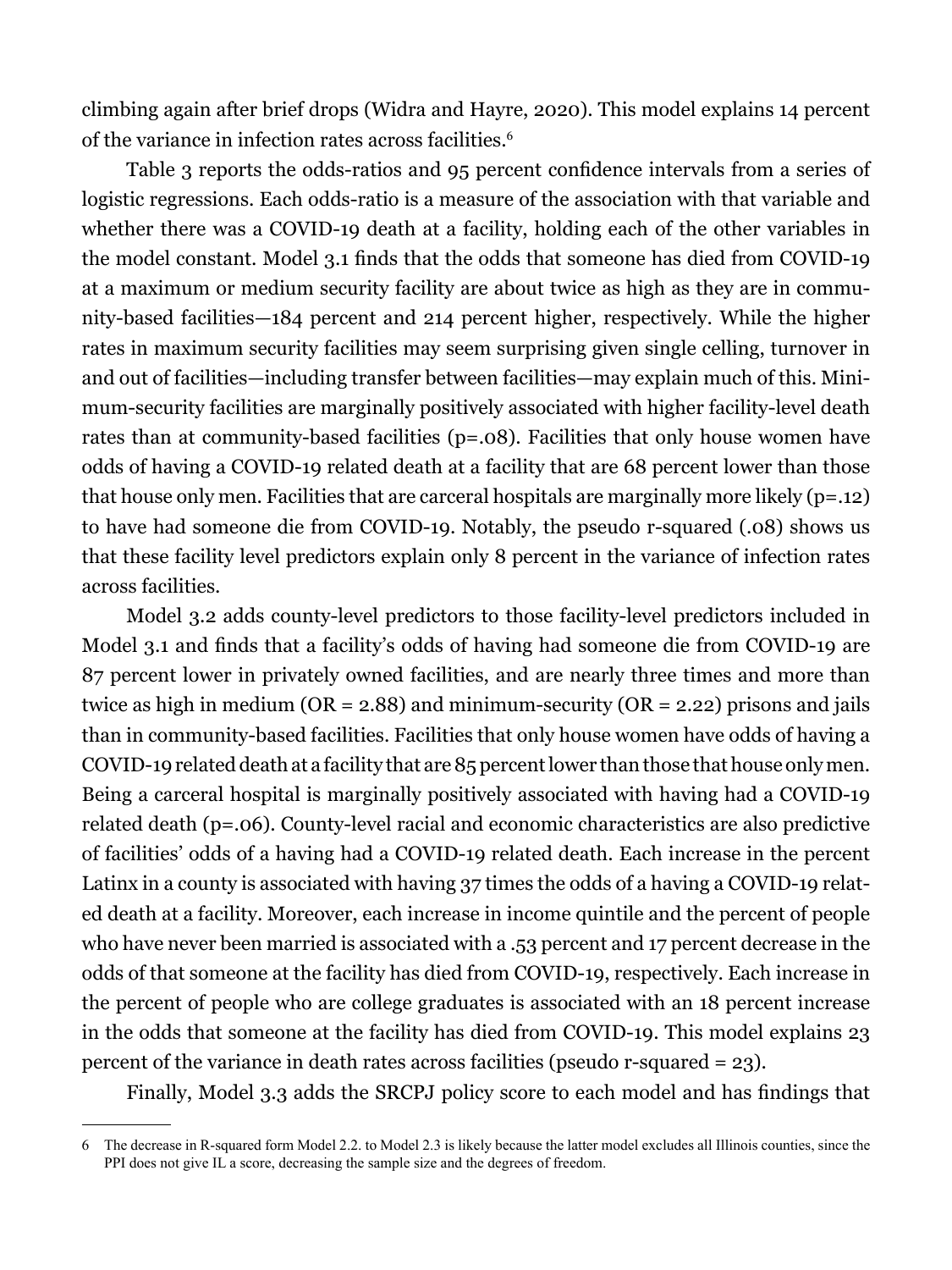climbing again after brief drops (Widra and Hayre, 2020). This model explains 14 percent of the variance in infection rates across facilities.[6]

Table 3 reports the odds-ratios and 95 percent confidence intervals from a series of logistic regressions. Each odds-ratio is a measure of the association with that variable and whether there was a COVID-19 death at a facility, holding each of the other variables in the model constant. Model 3.1 finds that the odds that someone has died from COVID-19 at a maximum or medium security facility are about twice as high as they are in community-based facilities—184 percent and 214 percent higher, respectively. While the higher rates in maximum security facilities may seem surprising given single celling, turnover in and out of facilities—including transfer between facilities—may explain much of this. Minimum-security facilities are marginally positively associated with higher facility-level death rates than at community-based facilities (p=.08). Facilities that only house women have odds of having a COVID-19 related death at a facility that are 68 percent lower than those that house only men. Facilities that are carceral hospitals are marginally more likely (p=.12) to have had someone die from COVID-19. Notably, the pseudo r-squared (.08) shows us that these facility level predictors explain only 8 percent in the variance of infection rates across facilities.

Model 3.2 adds county-level predictors to those facility-level predictors included in Model 3.1 and finds that a facility's odds of having had someone die from COVID-19 are 87 percent lower in privately owned facilities, and are nearly three times and more than twice as high in medium (OR = 2.88) and minimum-security (OR = 2.22) prisons and jails than in community-based facilities. Facilities that only house women have odds of having a COVID-19 related death at a facility that are 85 percent lower than those that house only men. Being a carceral hospital is marginally positively associated with having had a COVID-19 related death (p=.06). County-level racial and economic characteristics are also predictive of facilities' odds of a having had a COVID-19 related death. Each increase in the percent Latinx in a county is associated with having 37 times the odds of a having a COVID-19 related death at a facility. Moreover, each increase in income quintile and the percent of people who have never been married is associated with a .53 percent and 17 percent decrease in the odds of that someone at the facility has died from COVID-19, respectively. Each increase in the percent of people who are college graduates is associated with an 18 percent increase in the odds that someone at the facility has died from COVID-19. This model explains 23 percent of the variance in death rates across facilities (pseudo r-squared = 23).

Finally, Model 3.3 adds the SRCPJ policy score to each model and has findings that

---

[6] The decrease in R-squared form Model 2.2. to Model 2.3 is likely because the latter model excludes all Illinois counties, since the PPI does not give IL a score, decreasing the sample size and the degrees of freedom.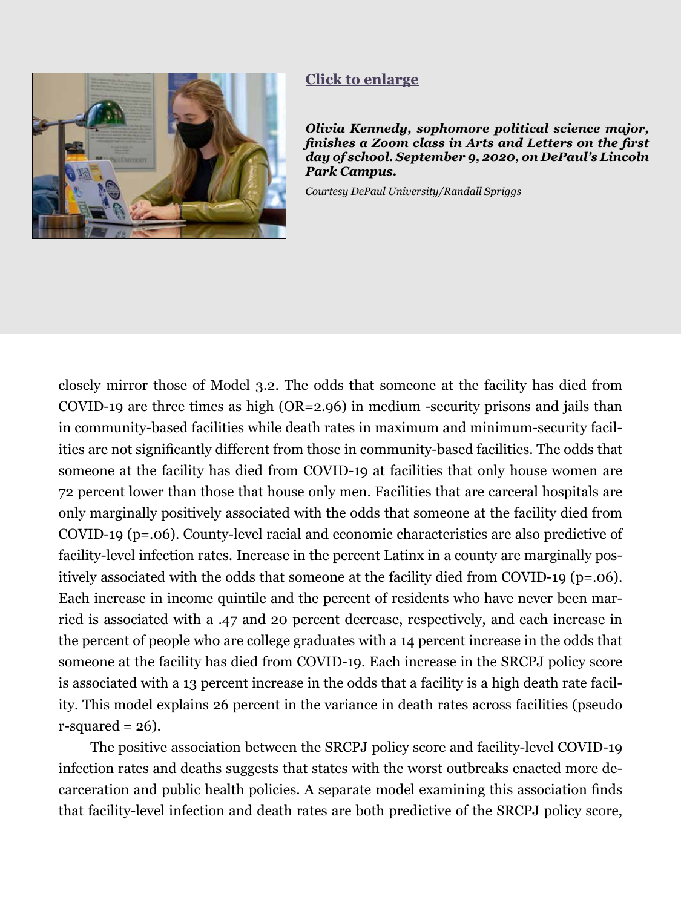**Click to enlarge**

***Olivia Kennedy, sophomore political science major, finishes a Zoom class in Arts and Letters on the first day of school. September 9, 2020, on DePaul's Lincoln Park Campus.***

*Courtesy DePaul University/Randall Spriggs*

closely mirror those of Model 3.2. The odds that someone at the facility has died from COVID-19 are three times as high (OR=2.96) in medium -security prisons and jails than in community-based facilities while death rates in maximum and minimum-security facilities are not significantly different from those in community-based facilities. The odds that someone at the facility has died from COVID-19 at facilities that only house women are 72 percent lower than those that house only men. Facilities that are carceral hospitals are only marginally positively associated with the odds that someone at the facility died from COVID-19 (p=.06). County-level racial and economic characteristics are also predictive of facility-level infection rates. Increase in the percent Latinx in a county are marginally positively associated with the odds that someone at the facility died from COVID-19 (p=.06). Each increase in income quintile and the percent of residents who have never been married is associated with a .47 and 20 percent decrease, respectively, and each increase in the percent of people who are college graduates with a 14 percent increase in the odds that someone at the facility has died from COVID-19. Each increase in the SRCPJ policy score is associated with a 13 percent increase in the odds that a facility is a high death rate facility. This model explains 26 percent in the variance in death rates across facilities (pseudo r-squared = 26).

The positive association between the SRCPJ policy score and facility-level COVID-19 infection rates and deaths suggests that states with the worst outbreaks enacted more decarceration and public health policies. A separate model examining this association finds that facility-level infection and death rates are both predictive of the SRCPJ policy score,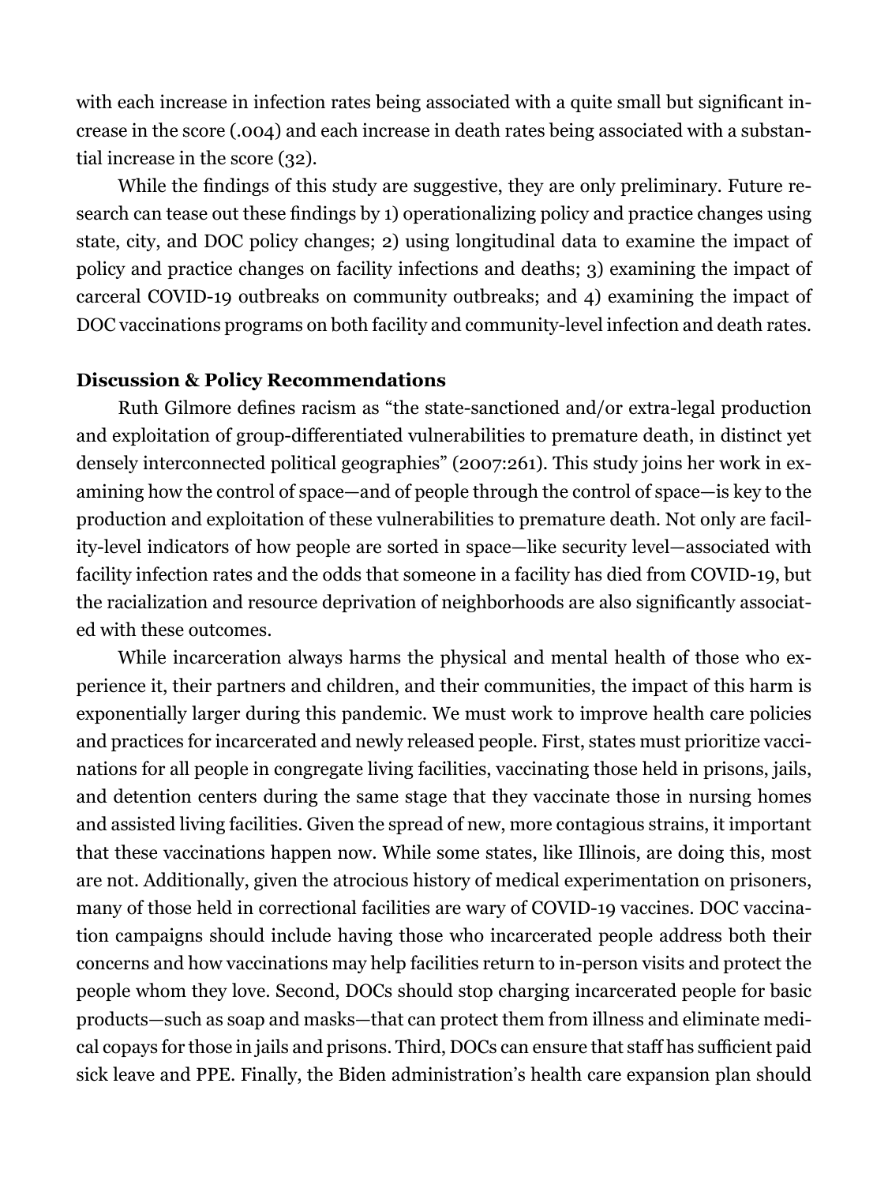with each increase in infection rates being associated with a quite small but significant increase in the score (.004) and each increase in death rates being associated with a substantial increase in the score (32).

While the findings of this study are suggestive, they are only preliminary. Future research can tease out these findings by 1) operationalizing policy and practice changes using state, city, and DOC policy changes; 2) using longitudinal data to examine the impact of policy and practice changes on facility infections and deaths; 3) examining the impact of carceral COVID-19 outbreaks on community outbreaks; and 4) examining the impact of DOC vaccinations programs on both facility and community-level infection and death rates.

**Discussion & Policy Recommendations**

Ruth Gilmore defines racism as "the state-sanctioned and/or extra-legal production and exploitation of group-differentiated vulnerabilities to premature death, in distinct yet densely interconnected political geographies" (2007:261). This study joins her work in examining how the control of space—and of people through the control of space—is key to the production and exploitation of these vulnerabilities to premature death. Not only are facility-level indicators of how people are sorted in space—like security level—associated with facility infection rates and the odds that someone in a facility has died from COVID-19, but the racialization and resource deprivation of neighborhoods are also significantly associated with these outcomes.

While incarceration always harms the physical and mental health of those who experience it, their partners and children, and their communities, the impact of this harm is exponentially larger during this pandemic. We must work to improve health care policies and practices for incarcerated and newly released people. First, states must prioritize vaccinations for all people in congregate living facilities, vaccinating those held in prisons, jails, and detention centers during the same stage that they vaccinate those in nursing homes and assisted living facilities. Given the spread of new, more contagious strains, it important that these vaccinations happen now. While some states, like Illinois, are doing this, most are not. Additionally, given the atrocious history of medical experimentation on prisoners, many of those held in correctional facilities are wary of COVID-19 vaccines. DOC vaccination campaigns should include having those who incarcerated people address both their concerns and how vaccinations may help facilities return to in-person visits and protect the people whom they love. Second, DOCs should stop charging incarcerated people for basic products—such as soap and masks—that can protect them from illness and eliminate medical copays for those in jails and prisons. Third, DOCs can ensure that staff has sufficient paid sick leave and PPE. Finally, the Biden administration's health care expansion plan should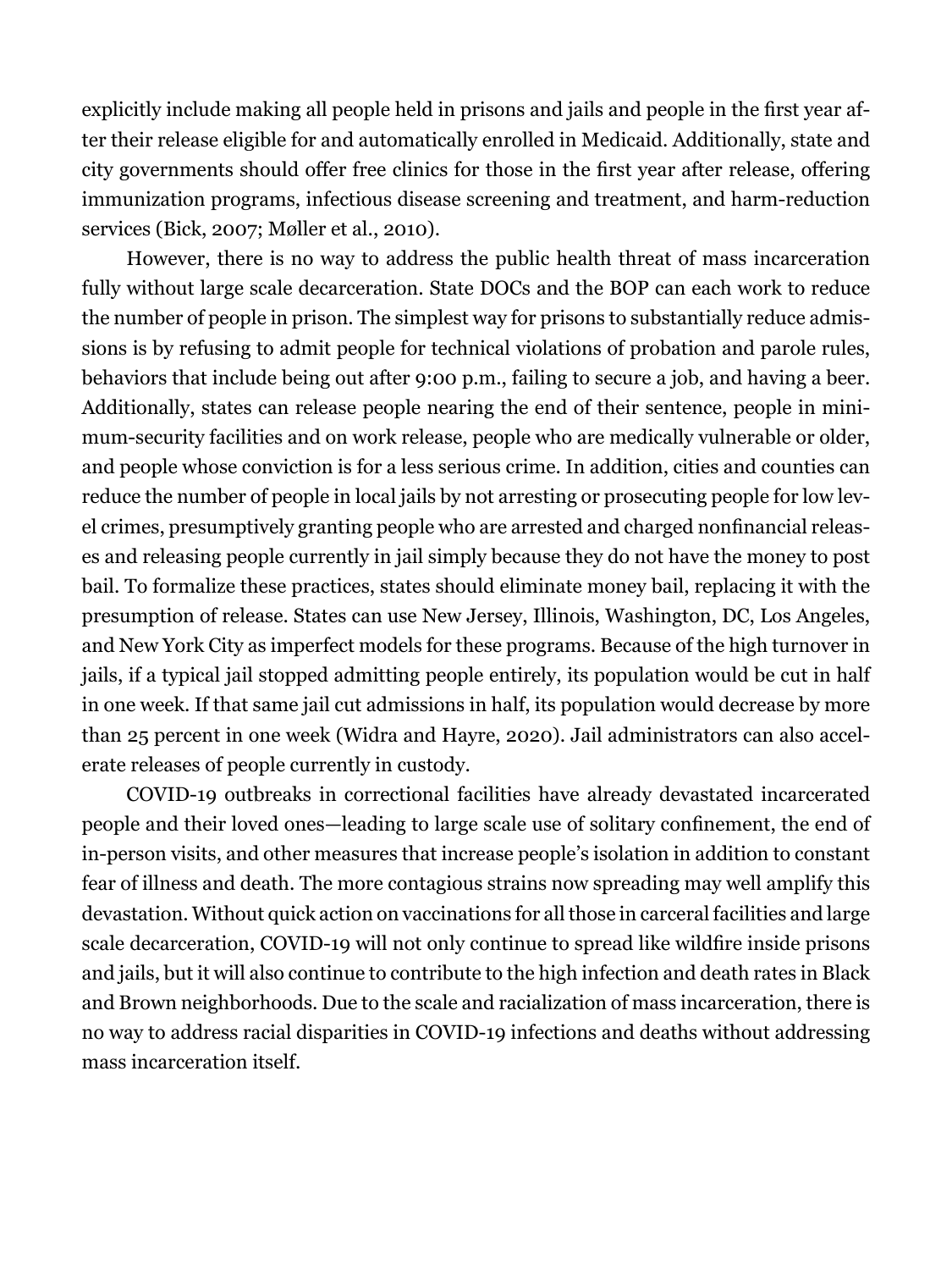explicitly include making all people held in prisons and jails and people in the first year after their release eligible for and automatically enrolled in Medicaid. Additionally, state and city governments should offer free clinics for those in the first year after release, offering immunization programs, infectious disease screening and treatment, and harm-reduction services (Bick, 2007; Møller et al., 2010).

However, there is no way to address the public health threat of mass incarceration fully without large scale decarceration. State DOCs and the BOP can each work to reduce the number of people in prison. The simplest way for prisons to substantially reduce admissions is by refusing to admit people for technical violations of probation and parole rules, behaviors that include being out after 9:00 p.m., failing to secure a job, and having a beer. Additionally, states can release people nearing the end of their sentence, people in minimum-security facilities and on work release, people who are medically vulnerable or older, and people whose conviction is for a less serious crime. In addition, cities and counties can reduce the number of people in local jails by not arresting or prosecuting people for low level crimes, presumptively granting people who are arrested and charged nonfinancial releases and releasing people currently in jail simply because they do not have the money to post bail. To formalize these practices, states should eliminate money bail, replacing it with the presumption of release. States can use New Jersey, Illinois, Washington, DC, Los Angeles, and New York City as imperfect models for these programs. Because of the high turnover in jails, if a typical jail stopped admitting people entirely, its population would be cut in half in one week. If that same jail cut admissions in half, its population would decrease by more than 25 percent in one week (Widra and Hayre, 2020). Jail administrators can also accelerate releases of people currently in custody.

COVID-19 outbreaks in correctional facilities have already devastated incarcerated people and their loved ones—leading to large scale use of solitary confinement, the end of in-person visits, and other measures that increase people's isolation in addition to constant fear of illness and death. The more contagious strains now spreading may well amplify this devastation. Without quick action on vaccinations for all those in carceral facilities and large scale decarceration, COVID-19 will not only continue to spread like wildfire inside prisons and jails, but it will also continue to contribute to the high infection and death rates in Black and Brown neighborhoods. Due to the scale and racialization of mass incarceration, there is no way to address racial disparities in COVID-19 infections and deaths without addressing mass incarceration itself.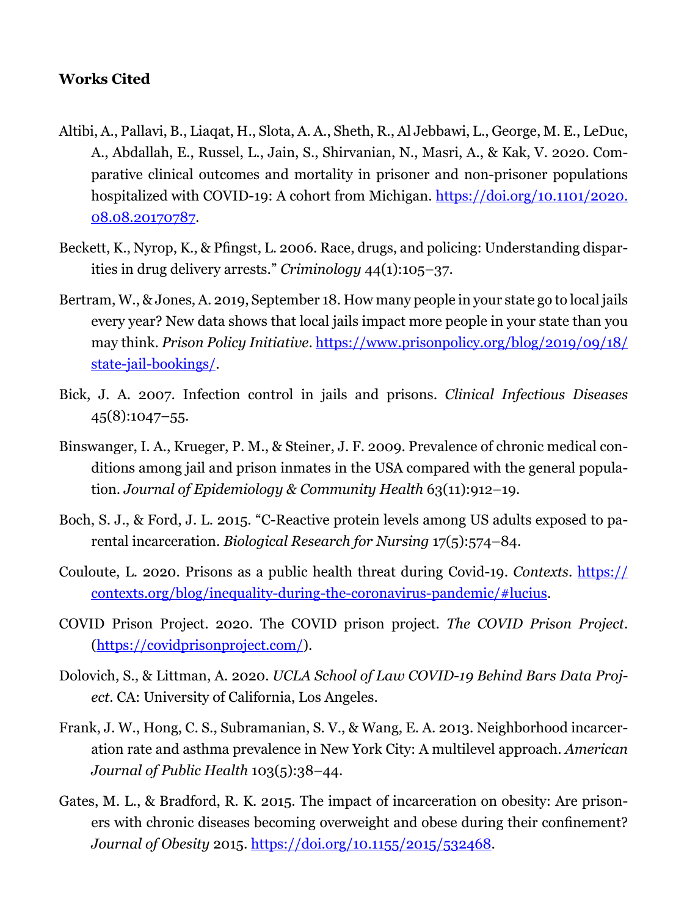**Works Cited**

Altibi, A., Pallavi, B., Liaqat, H., Slota, A. A., Sheth, R., Al Jebbawi, L., George, M. E., LeDuc, A., Abdallah, E., Russel, L., Jain, S., Shirvanian, N., Masri, A., & Kak, V. 2020. Comparative clinical outcomes and mortality in prisoner and non-prisoner populations hospitalized with COVID-19: A cohort from Michigan. https://doi.org/10.1101/2020.08.08.20170787.

Beckett, K., Nyrop, K., & Pfingst, L. 2006. Race, drugs, and policing: Understanding disparities in drug delivery arrests." *Criminology* 44(1):105–37.

Bertram, W., & Jones, A. 2019, September 18. How many people in your state go to local jails every year? New data shows that local jails impact more people in your state than you may think. *Prison Policy Initiative*. https://www.prisonpolicy.org/blog/2019/09/18/state-jail-bookings/.

Bick, J. A. 2007. Infection control in jails and prisons. *Clinical Infectious Diseases* 45(8):1047–55.

Binswanger, I. A., Krueger, P. M., & Steiner, J. F. 2009. Prevalence of chronic medical conditions among jail and prison inmates in the USA compared with the general population. *Journal of Epidemiology & Community Health* 63(11):912–19.

Boch, S. J., & Ford, J. L. 2015. "C-Reactive protein levels among US adults exposed to parental incarceration. *Biological Research for Nursing* 17(5):574–84.

Couloute, L. 2020. Prisons as a public health threat during Covid-19. *Contexts*. https://contexts.org/blog/inequality-during-the-coronavirus-pandemic/#lucius.

COVID Prison Project. 2020. The COVID prison project. *The COVID Prison Project*. (https://covidprisonproject.com/).

Dolovich, S., & Littman, A. 2020. *UCLA School of Law COVID-19 Behind Bars Data Project*. CA: University of California, Los Angeles.

Frank, J. W., Hong, C. S., Subramanian, S. V., & Wang, E. A. 2013. Neighborhood incarceration rate and asthma prevalence in New York City: A multilevel approach. *American Journal of Public Health* 103(5):38–44.

Gates, M. L., & Bradford, R. K. 2015. The impact of incarceration on obesity: Are prisoners with chronic diseases becoming overweight and obese during their confinement? *Journal of Obesity* 2015. https://doi.org/10.1155/2015/532468.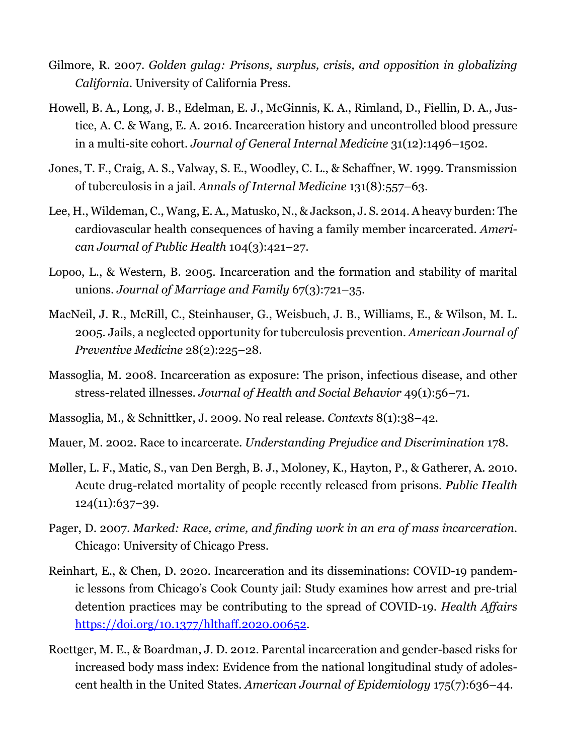Gilmore, R. 2007. *Golden gulag: Prisons, surplus, crisis, and opposition in globalizing California*. University of California Press.

Howell, B. A., Long, J. B., Edelman, E. J., McGinnis, K. A., Rimland, D., Fiellin, D. A., Justice, A. C. & Wang, E. A. 2016. Incarceration history and uncontrolled blood pressure in a multi-site cohort. *Journal of General Internal Medicine* 31(12):1496–1502.

Jones, T. F., Craig, A. S., Valway, S. E., Woodley, C. L., & Schaffner, W. 1999. Transmission of tuberculosis in a jail. *Annals of Internal Medicine* 131(8):557–63.

Lee, H., Wildeman, C., Wang, E. A., Matusko, N., & Jackson, J. S. 2014. A heavy burden: The cardiovascular health consequences of having a family member incarcerated. *American Journal of Public Health* 104(3):421–27.

Lopoo, L., & Western, B. 2005. Incarceration and the formation and stability of marital unions. *Journal of Marriage and Family* 67(3):721–35.

MacNeil, J. R., McRill, C., Steinhauser, G., Weisbuch, J. B., Williams, E., & Wilson, M. L. 2005. Jails, a neglected opportunity for tuberculosis prevention. *American Journal of Preventive Medicine* 28(2):225–28.

Massoglia, M. 2008. Incarceration as exposure: The prison, infectious disease, and other stress-related illnesses. *Journal of Health and Social Behavior* 49(1):56–71.

Massoglia, M., & Schnittker, J. 2009. No real release. *Contexts* 8(1):38–42.

Mauer, M. 2002. Race to incarcerate. *Understanding Prejudice and Discrimination* 178.

Møller, L. F., Matic, S., van Den Bergh, B. J., Moloney, K., Hayton, P., & Gatherer, A. 2010. Acute drug-related mortality of people recently released from prisons. *Public Health* 124(11):637–39.

Pager, D. 2007. *Marked: Race, crime, and finding work in an era of mass incarceration*. Chicago: University of Chicago Press.

Reinhart, E., & Chen, D. 2020. Incarceration and its disseminations: COVID-19 pandemic lessons from Chicago's Cook County jail: Study examines how arrest and pre-trial detention practices may be contributing to the spread of COVID-19. *Health Affairs* https://doi.org/10.1377/hlthaff.2020.00652.

Roettger, M. E., & Boardman, J. D. 2012. Parental incarceration and gender-based risks for increased body mass index: Evidence from the national longitudinal study of adolescent health in the United States. *American Journal of Epidemiology* 175(7):636–44.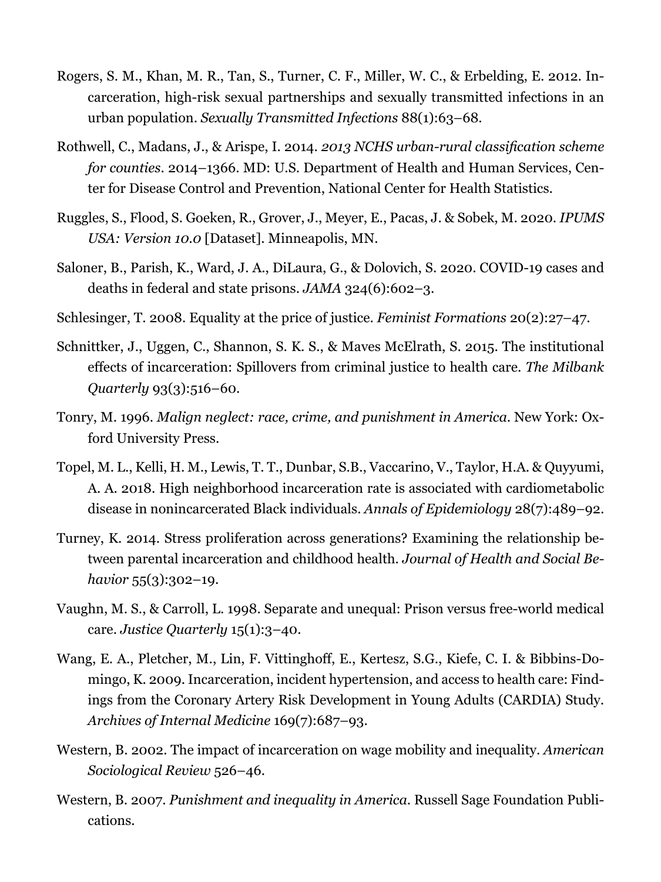Rogers, S. M., Khan, M. R., Tan, S., Turner, C. F., Miller, W. C., & Erbelding, E. 2012. Incarceration, high-risk sexual partnerships and sexually transmitted infections in an urban population. *Sexually Transmitted Infections* 88(1):63–68.

Rothwell, C., Madans, J., & Arispe, I. 2014. *2013 NCHS urban-rural classification scheme for counties*. 2014–1366. MD: U.S. Department of Health and Human Services, Center for Disease Control and Prevention, National Center for Health Statistics.

Ruggles, S., Flood, S. Goeken, R., Grover, J., Meyer, E., Pacas, J. & Sobek, M. 2020. *IPUMS USA: Version 10.0* [Dataset]. Minneapolis, MN.

Saloner, B., Parish, K., Ward, J. A., DiLaura, G., & Dolovich, S. 2020. COVID-19 cases and deaths in federal and state prisons. *JAMA* 324(6):602–3.

Schlesinger, T. 2008. Equality at the price of justice. *Feminist Formations* 20(2):27–47.

Schnittker, J., Uggen, C., Shannon, S. K. S., & Maves McElrath, S. 2015. The institutional effects of incarceration: Spillovers from criminal justice to health care. *The Milbank Quarterly* 93(3):516–60.

Tonry, M. 1996. *Malign neglect: race, crime, and punishment in America*. New York: Oxford University Press.

Topel, M. L., Kelli, H. M., Lewis, T. T., Dunbar, S.B., Vaccarino, V., Taylor, H.A. & Quyyumi, A. A. 2018. High neighborhood incarceration rate is associated with cardiometabolic disease in nonincarcerated Black individuals. *Annals of Epidemiology* 28(7):489–92.

Turney, K. 2014. Stress proliferation across generations? Examining the relationship between parental incarceration and childhood health. *Journal of Health and Social Behavior* 55(3):302–19.

Vaughn, M. S., & Carroll, L. 1998. Separate and unequal: Prison versus free-world medical care. *Justice Quarterly* 15(1):3–40.

Wang, E. A., Pletcher, M., Lin, F. Vittinghoff, E., Kertesz, S.G., Kiefe, C. I. & Bibbins-Domingo, K. 2009. Incarceration, incident hypertension, and access to health care: Findings from the Coronary Artery Risk Development in Young Adults (CARDIA) Study. *Archives of Internal Medicine* 169(7):687–93.

Western, B. 2002. The impact of incarceration on wage mobility and inequality. *American Sociological Review* 526–46.

Western, B. 2007. *Punishment and inequality in America*. Russell Sage Foundation Publications.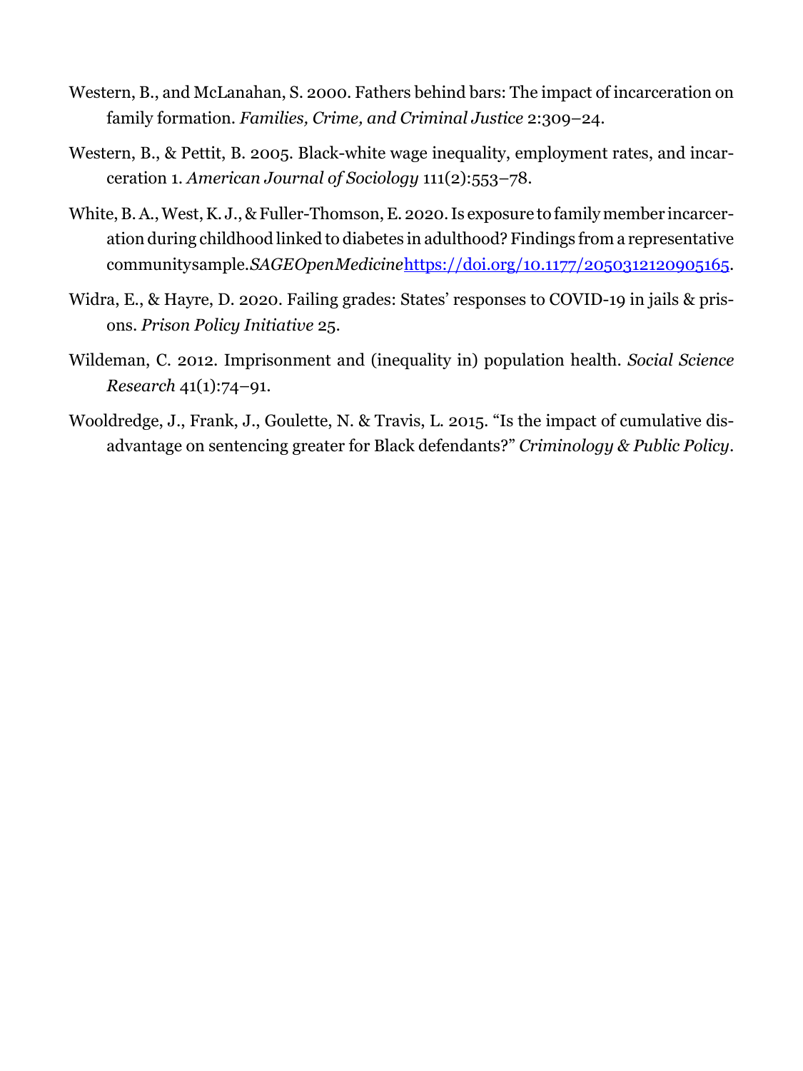Western, B., and McLanahan, S. 2000. Fathers behind bars: The impact of incarceration on family formation. *Families, Crime, and Criminal Justice* 2:309–24.

Western, B., & Pettit, B. 2005. Black-white wage inequality, employment rates, and incarceration 1. *American Journal of Sociology* 111(2):553–78.

White, B. A., West, K. J., & Fuller-Thomson, E. 2020. Is exposure to family member incarceration during childhood linked to diabetes in adulthood? Findings from a representative communitysample.*SAGEOpenMedicine*[https://doi.org/10.1177/2050312120905165](https://doi.org/10.1177/2050312120905165).

Widra, E., & Hayre, D. 2020. Failing grades: States' responses to COVID-19 in jails & prisons. *Prison Policy Initiative* 25.

Wildeman, C. 2012. Imprisonment and (inequality in) population health. *Social Science Research* 41(1):74–91.

Wooldredge, J., Frank, J., Goulette, N. & Travis, L. 2015. "Is the impact of cumulative disadvantage on sentencing greater for Black defendants?" *Criminology & Public Policy*.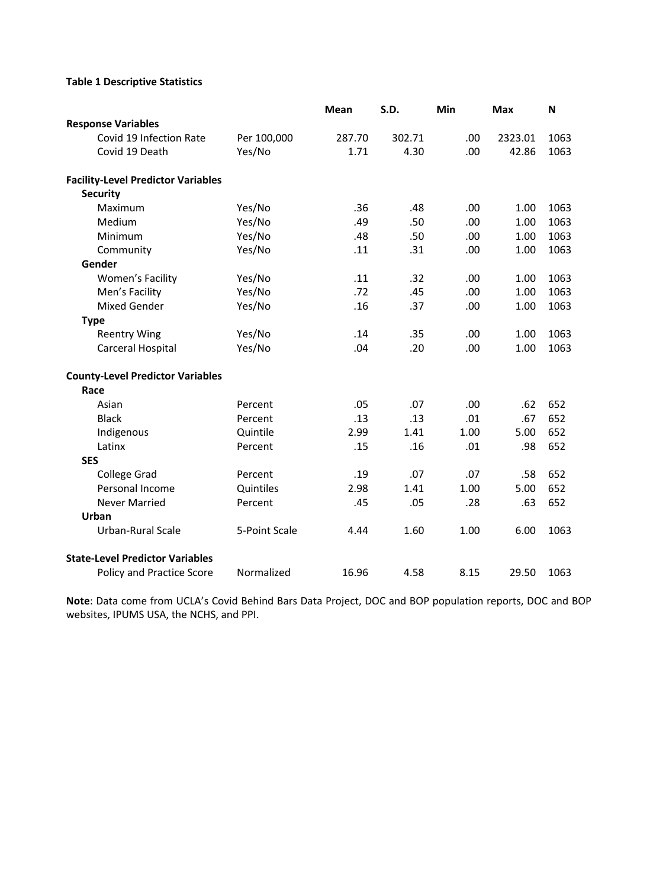**Table 1 Descriptive Statistics**

| | | Mean | S.D. | Min | Max | N |
|---|---|---|---|---|---|---|
| **Response Variables** | | | | | | |
| Covid 19 Infection Rate | Per 100,000 | 287.70 | 302.71 | .00 | 2323.01 | 1063 |
| Covid 19 Death | Yes/No | 1.71 | 4.30 | .00 | 42.86 | 1063 |
| **Facility-Level Predictor Variables** | | | | | | |
| **Security** | | | | | | |
| Maximum | Yes/No | .36 | .48 | .00 | 1.00 | 1063 |
| Medium | Yes/No | .49 | .50 | .00 | 1.00 | 1063 |
| Minimum | Yes/No | .48 | .50 | .00 | 1.00 | 1063 |
| Community | Yes/No | .11 | .31 | .00 | 1.00 | 1063 |
| **Gender** | | | | | | |
| Women's Facility | Yes/No | .11 | .32 | .00 | 1.00 | 1063 |
| Men's Facility | Yes/No | .72 | .45 | .00 | 1.00 | 1063 |
| Mixed Gender | Yes/No | .16 | .37 | .00 | 1.00 | 1063 |
| **Type** | | | | | | |
| Reentry Wing | Yes/No | .14 | .35 | .00 | 1.00 | 1063 |
| Carceral Hospital | Yes/No | .04 | .20 | .00 | 1.00 | 1063 |
| **County-Level Predictor Variables** | | | | | | |
| **Race** | | | | | | |
| Asian | Percent | .05 | .07 | .00 | .62 | 652 |
| Black | Percent | .13 | .13 | .01 | .67 | 652 |
| Indigenous | Quintile | 2.99 | 1.41 | 1.00 | 5.00 | 652 |
| Latinx | Percent | .15 | .16 | .01 | .98 | 652 |
| **SES** | | | | | | |
| College Grad | Percent | .19 | .07 | .07 | .58 | 652 |
| Personal Income | Quintiles | 2.98 | 1.41 | 1.00 | 5.00 | 652 |
| Never Married | Percent | .45 | .05 | .28 | .63 | 652 |
| **Urban** | | | | | | |
| Urban-Rural Scale | 5-Point Scale | 4.44 | 1.60 | 1.00 | 6.00 | 1063 |
| **State-Level Predictor Variables** | | | | | | |
| Policy and Practice Score | Normalized | 16.96 | 4.58 | 8.15 | 29.50 | 1063 |

**Note**: Data come from UCLA's Covid Behind Bars Data Project, DOC and BOP population reports, DOC and BOP websites, IPUMS USA, the NCHS, and PPI.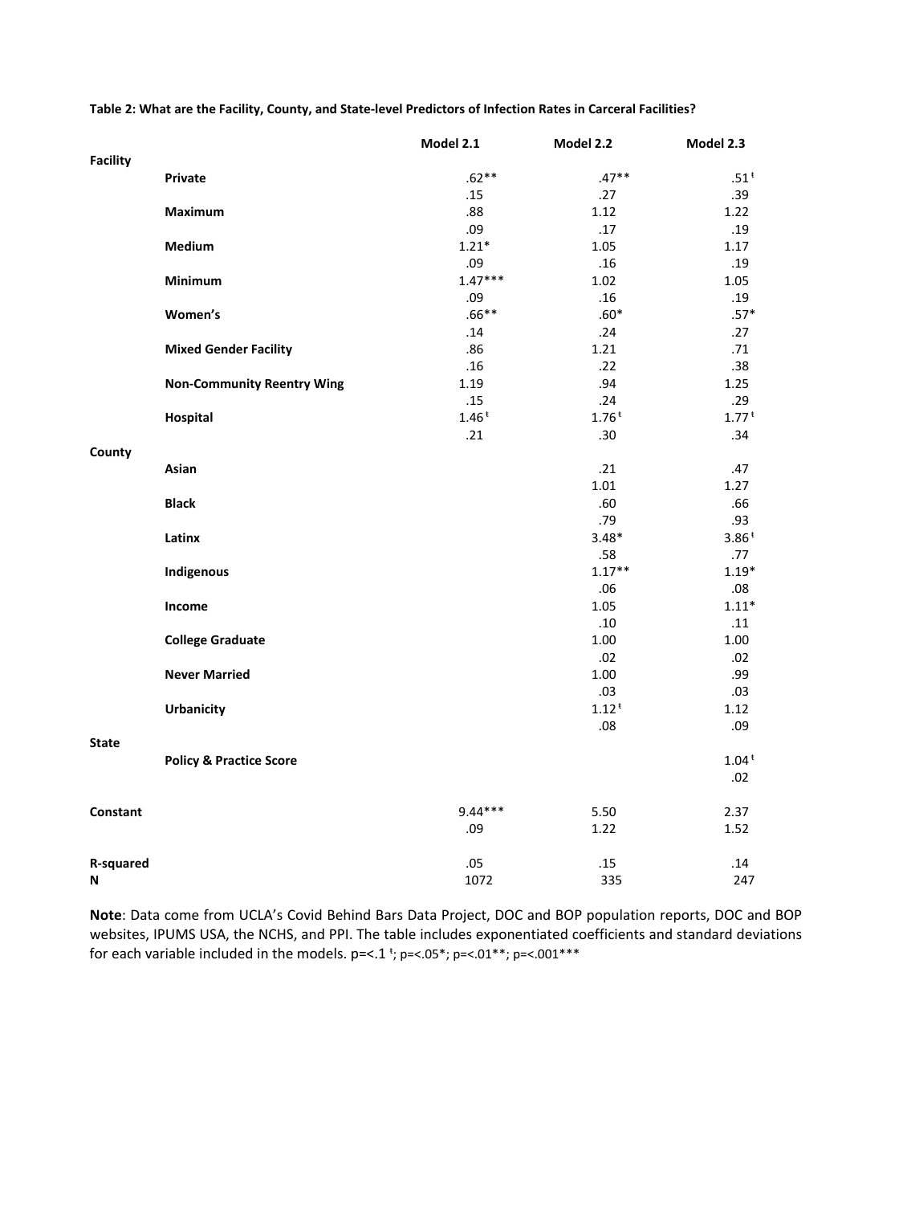**Table 2: What are the Facility, County, and State-level Predictors of Infection Rates in Carceral Facilities?**

| | | Model 2.1 | Model 2.2 | Model 2.3 |
|---|---|---|---|---|
| **Facility** | | | | |
| | **Private** | .62** | .47** | .51ᵗ |
| | | .15 | .27 | .39 |
| | **Maximum** | .88 | 1.12 | 1.22 |
| | | .09 | .17 | .19 |
| | **Medium** | 1.21* | 1.05 | 1.17 |
| | | .09 | .16 | .19 |
| | **Minimum** | 1.47*** | 1.02 | 1.05 |
| | | .09 | .16 | .19 |
| | **Women's** | .66** | .60* | .57* |
| | | .14 | .24 | .27 |
| | **Mixed Gender Facility** | .86 | 1.21 | .71 |
| | | .16 | .22 | .38 |
| | **Non-Community Reentry Wing** | 1.19 | .94 | 1.25 |
| | | .15 | .24 | .29 |
| | **Hospital** | 1.46ᵗ | 1.76ᵗ | 1.77ᵗ |
| | | .21 | .30 | .34 |
| **County** | | | | |
| | **Asian** | | .21 | .47 |
| | | | 1.01 | 1.27 |
| | **Black** | | .60 | .66 |
| | | | .79 | .93 |
| | **Latinx** | | 3.48* | 3.86ᵗ |
| | | | .58 | .77 |
| | **Indigenous** | | 1.17** | 1.19* |
| | | | .06 | .08 |
| | **Income** | | 1.05 | 1.11* |
| | | | .10 | .11 |
| | **College Graduate** | | 1.00 | 1.00 |
| | | | .02 | .02 |
| | **Never Married** | | 1.00 | .99 |
| | | | .03 | .03 |
| | **Urbanicity** | | 1.12ᵗ | 1.12 |
| | | | .08 | .09 |
| **State** | | | | |
| | **Policy & Practice Score** | | | 1.04ᵗ |
| | | | | .02 |
| **Constant** | | 9.44*** | 5.50 | 2.37 |
| | | .09 | 1.22 | 1.52 |
| **R-squared** | | .05 | .15 | .14 |
| **N** | | 1072 | 335 | 247 |

**Note**: Data come from UCLA's Covid Behind Bars Data Project, DOC and BOP population reports, DOC and BOP websites, IPUMS USA, the NCHS, and PPI. The table includes exponentiated coefficients and standard deviations for each variable included in the models. p=<.1 ᵗ; p=<.05*; p=<.01**; p=<.001***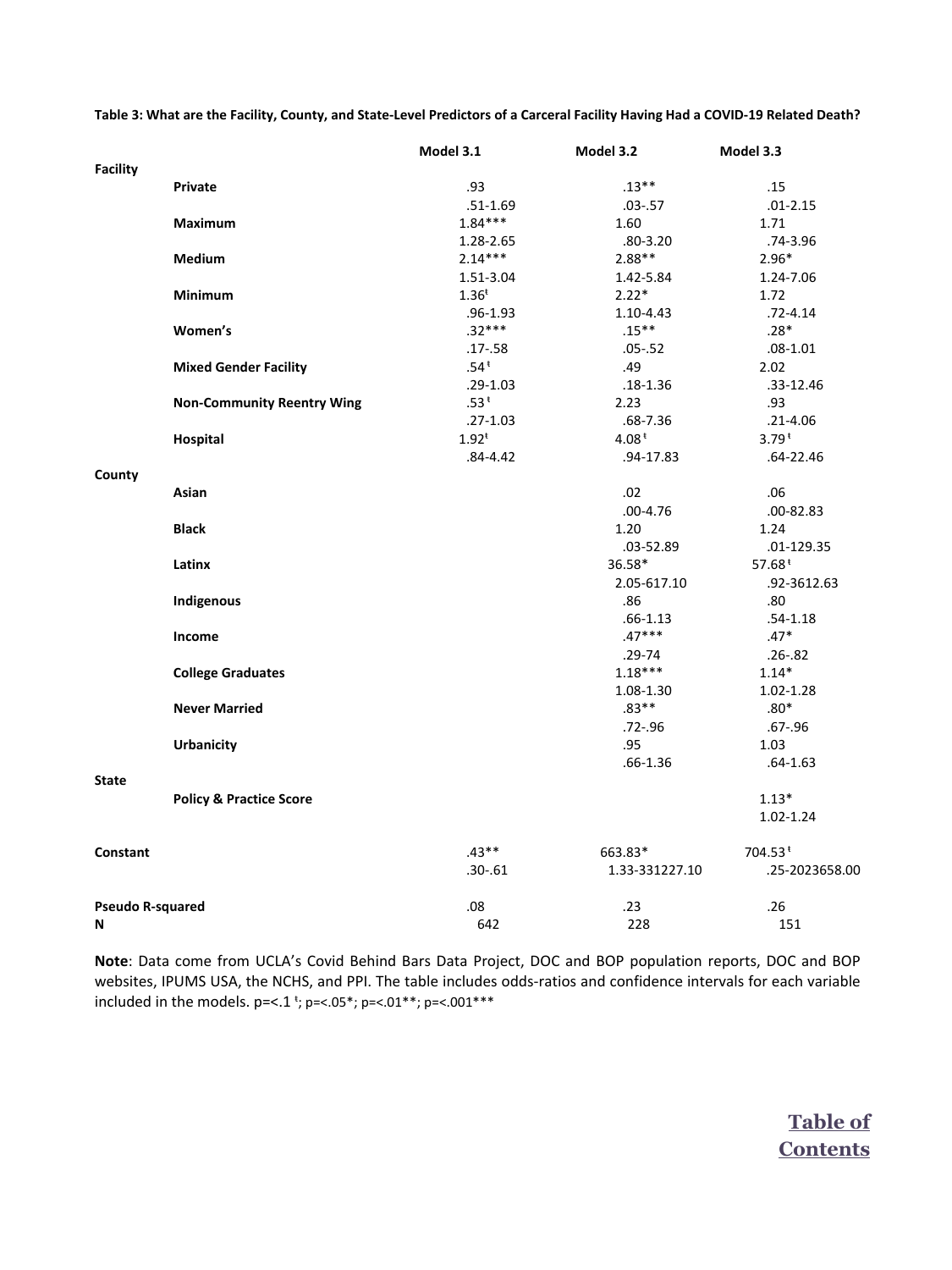**Table 3: What are the Facility, County, and State-Level Predictors of a Carceral Facility Having Had a COVID-19 Related Death?**

| | | Model 3.1 | Model 3.2 | Model 3.3 |
|---|---|---|---|---|
| **Facility** | | | | |
| | **Private** | .93 | .13** | .15 |
| | | .51-1.69 | .03-.57 | .01-2.15 |
| | **Maximum** | 1.84*** | 1.60 | 1.71 |
| | | 1.28-2.65 | .80-3.20 | .74-3.96 |
| | **Medium** | 2.14*** | 2.88** | 2.96* |
| | | 1.51-3.04 | 1.42-5.84 | 1.24-7.06 |
| | **Minimum** | 1.36ᵗ | 2.22* | 1.72 |
| | | .96-1.93 | 1.10-4.43 | .72-4.14 |
| | **Women's** | .32*** | .15** | .28* |
| | | .17-.58 | .05-.52 | .08-1.01 |
| | **Mixed Gender Facility** | .54ᵗ | .49 | 2.02 |
| | | .29-1.03 | .18-1.36 | .33-12.46 |
| | **Non-Community Reentry Wing** | .53ᵗ | 2.23 | .93 |
| | | .27-1.03 | .68-7.36 | .21-4.06 |
| | **Hospital** | 1.92ᵗ | 4.08ᵗ | 3.79ᵗ |
| | | .84-4.42 | .94-17.83 | .64-22.46 |
| **County** | | | | |
| | **Asian** | | .02 | .06 |
| | | | .00-4.76 | .00-82.83 |
| | **Black** | | 1.20 | 1.24 |
| | | | .03-52.89 | .01-129.35 |
| | **Latinx** | | 36.58* | 57.68ᵗ |
| | | | 2.05-617.10 | .92-3612.63 |
| | **Indigenous** | | .86 | .80 |
| | | | .66-1.13 | .54-1.18 |
| | **Income** | | .47*** | .47* |
| | | | .29-74 | .26-.82 |
| | **College Graduates** | | 1.18*** | 1.14* |
| | | | 1.08-1.30 | 1.02-1.28 |
| | **Never Married** | | .83** | .80* |
| | | | .72-.96 | .67-.96 |
| | **Urbanicity** | | .95 | 1.03 |
| | | | .66-1.36 | .64-1.63 |
| **State** | | | | |
| | **Policy & Practice Score** | | | 1.13* |
| | | | | 1.02-1.24 |
| **Constant** | | .43** | 663.83* | 704.53ᵗ |
| | | .30-.61 | 1.33-331227.10 | .25-2023658.00 |
| **Pseudo R-squared** | | .08 | .23 | .26 |
| **N** | | 642 | 228 | 151 |

**Note**: Data come from UCLA's Covid Behind Bars Data Project, DOC and BOP population reports, DOC and BOP websites, IPUMS USA, the NCHS, and PPI. The table includes odds-ratios and confidence intervals for each variable included in the models. p=<.1 ᵗ; p=<.05*; p=<.01**; p=<.001***

Table of Contents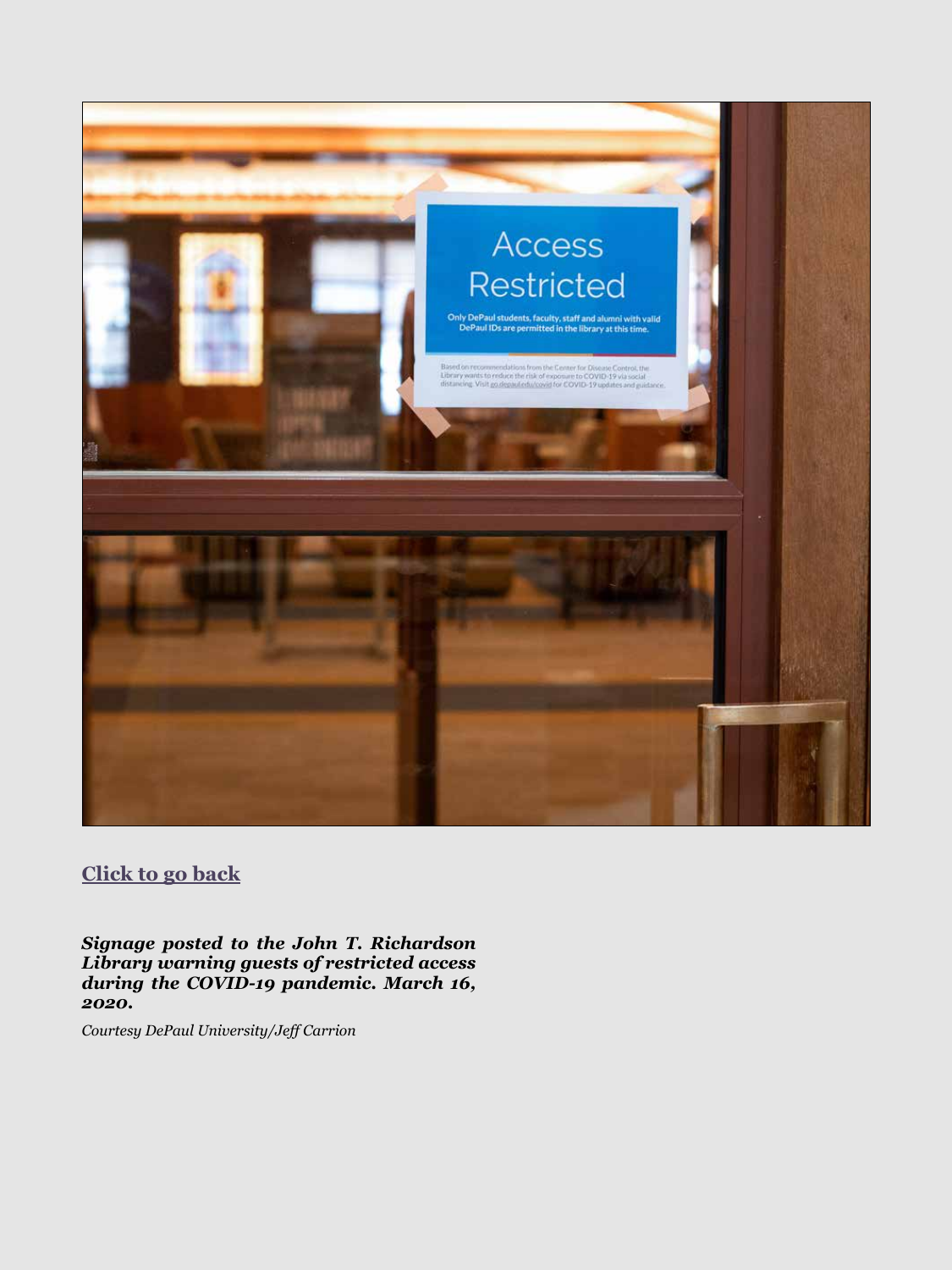[Click to go back](#)

***Signage posted to the John T. Richardson Library warning guests of restricted access during the COVID-19 pandemic. March 16, 2020.***

*Courtesy DePaul University/Jeff Carrion*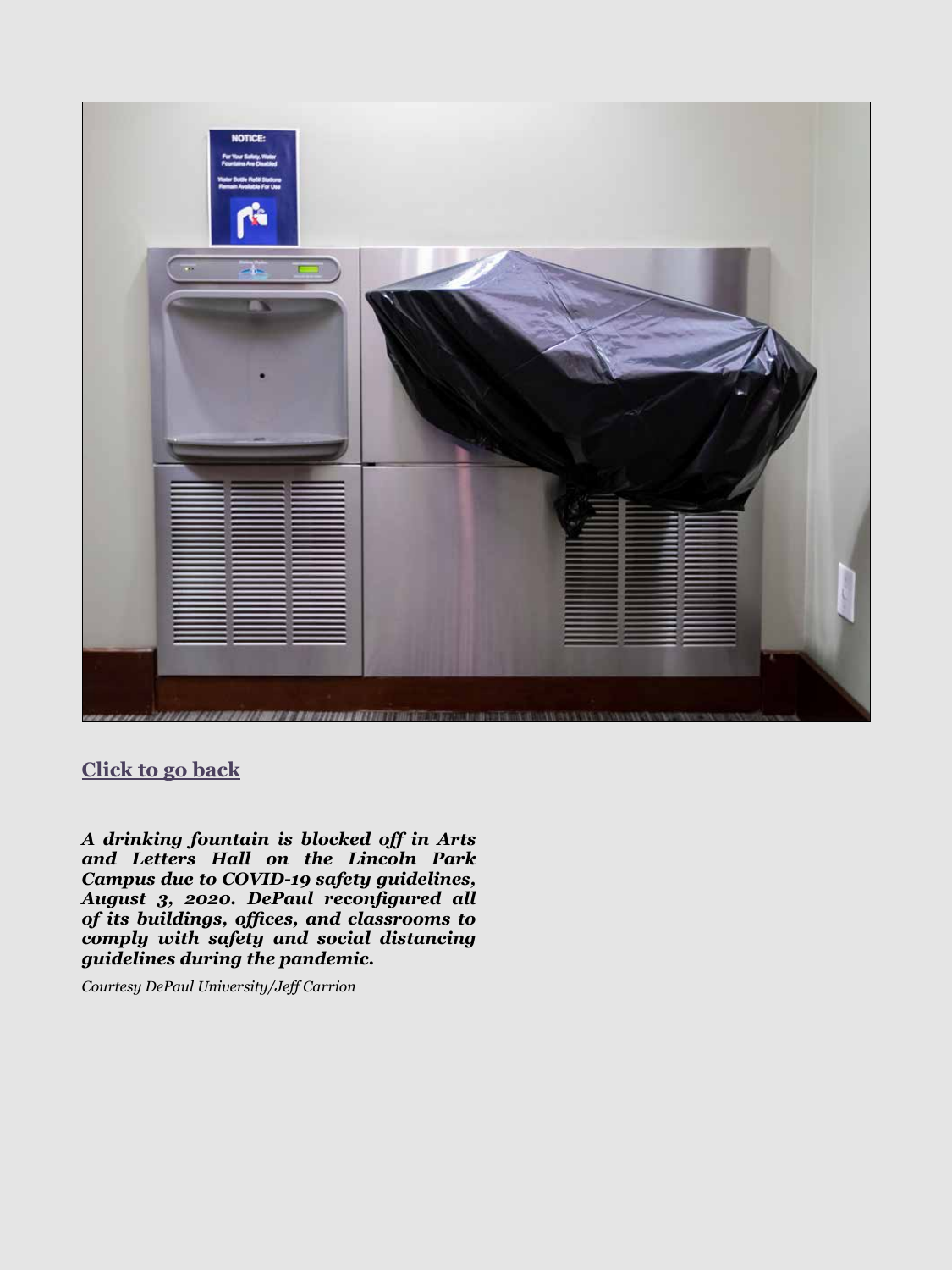[Click to go back]()

***A drinking fountain is blocked off in Arts and Letters Hall on the Lincoln Park Campus due to COVID-19 safety guidelines, August 3, 2020. DePaul reconfigured all of its buildings, offices, and classrooms to comply with safety and social distancing guidelines during the pandemic.***

*Courtesy DePaul University/Jeff Carrion*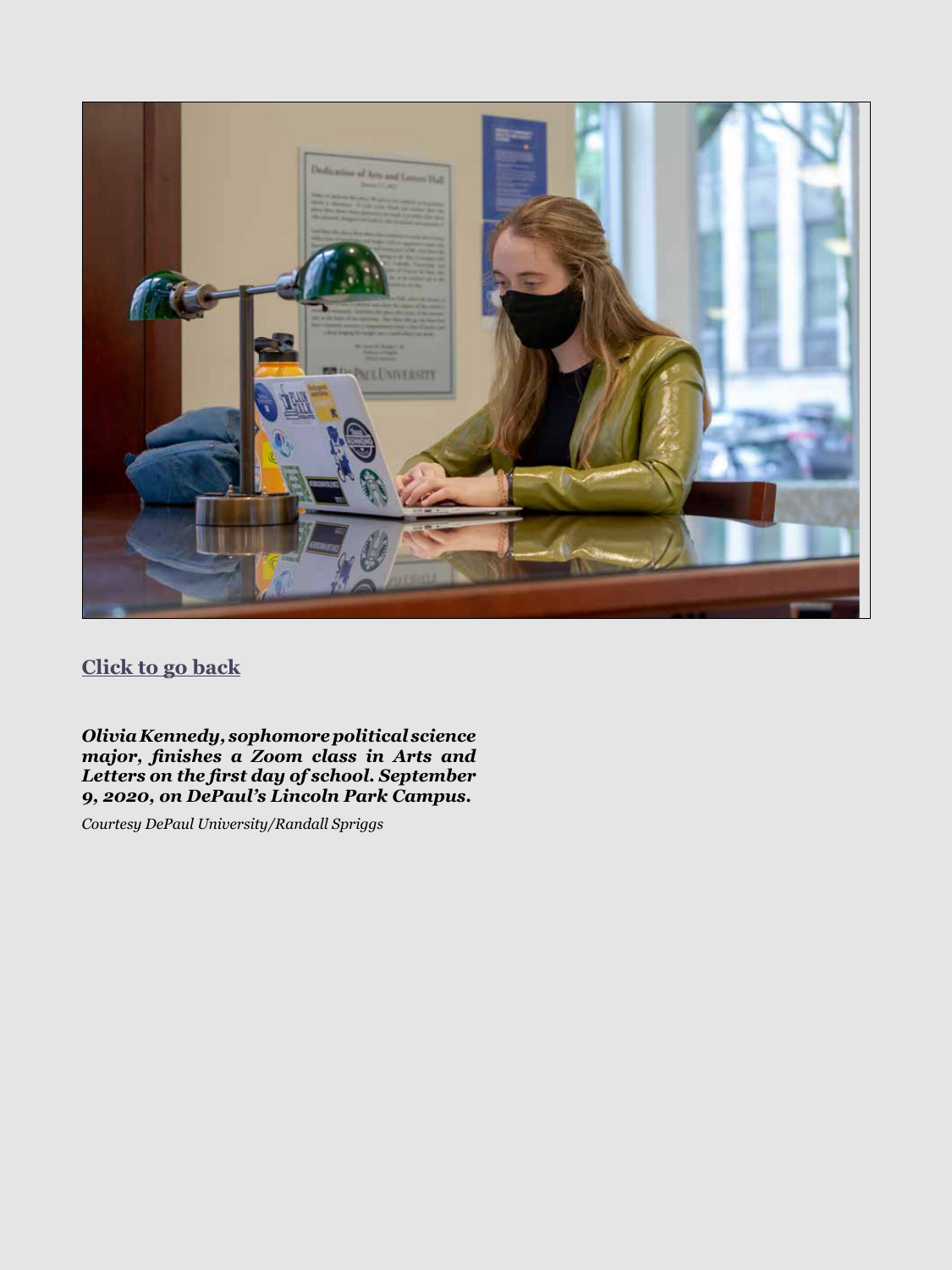**Click to go back**

***Olivia Kennedy, sophomore political science major, finishes a Zoom class in Arts and Letters on the first day of school. September 9, 2020, on DePaul's Lincoln Park Campus.***

*Courtesy DePaul University/Randall Spriggs*